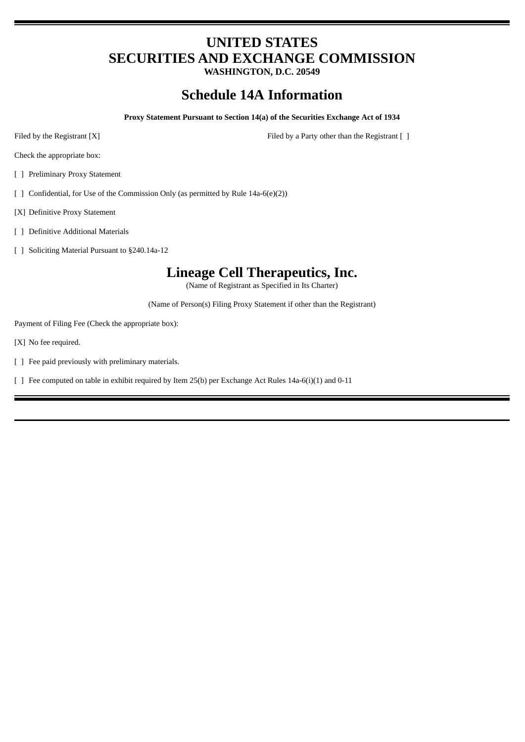# UNITED STATES
# SECURITIES AND EXCHANGE COMMISSION
**WASHINGTON, D.C. 20549**

## Schedule 14A Information

**Proxy Statement Pursuant to Section 14(a) of the Securities Exchange Act of 1934**

Filed by the Registrant [X]

Filed by a Party other than the Registrant [ ]

Check the appropriate box:

[ ] Preliminary Proxy Statement

[ ] Confidential, for Use of the Commission Only (as permitted by Rule 14a-6(e)(2))

[X] Definitive Proxy Statement

[ ] Definitive Additional Materials

[ ] Soliciting Material Pursuant to §240.14a-12

## Lineage Cell Therapeutics, Inc.

(Name of Registrant as Specified in Its Charter)

(Name of Person(s) Filing Proxy Statement if other than the Registrant)

Payment of Filing Fee (Check the appropriate box):

[X] No fee required.

[ ] Fee paid previously with preliminary materials.

[ ] Fee computed on table in exhibit required by Item 25(b) per Exchange Act Rules 14a-6(i)(1) and 0-11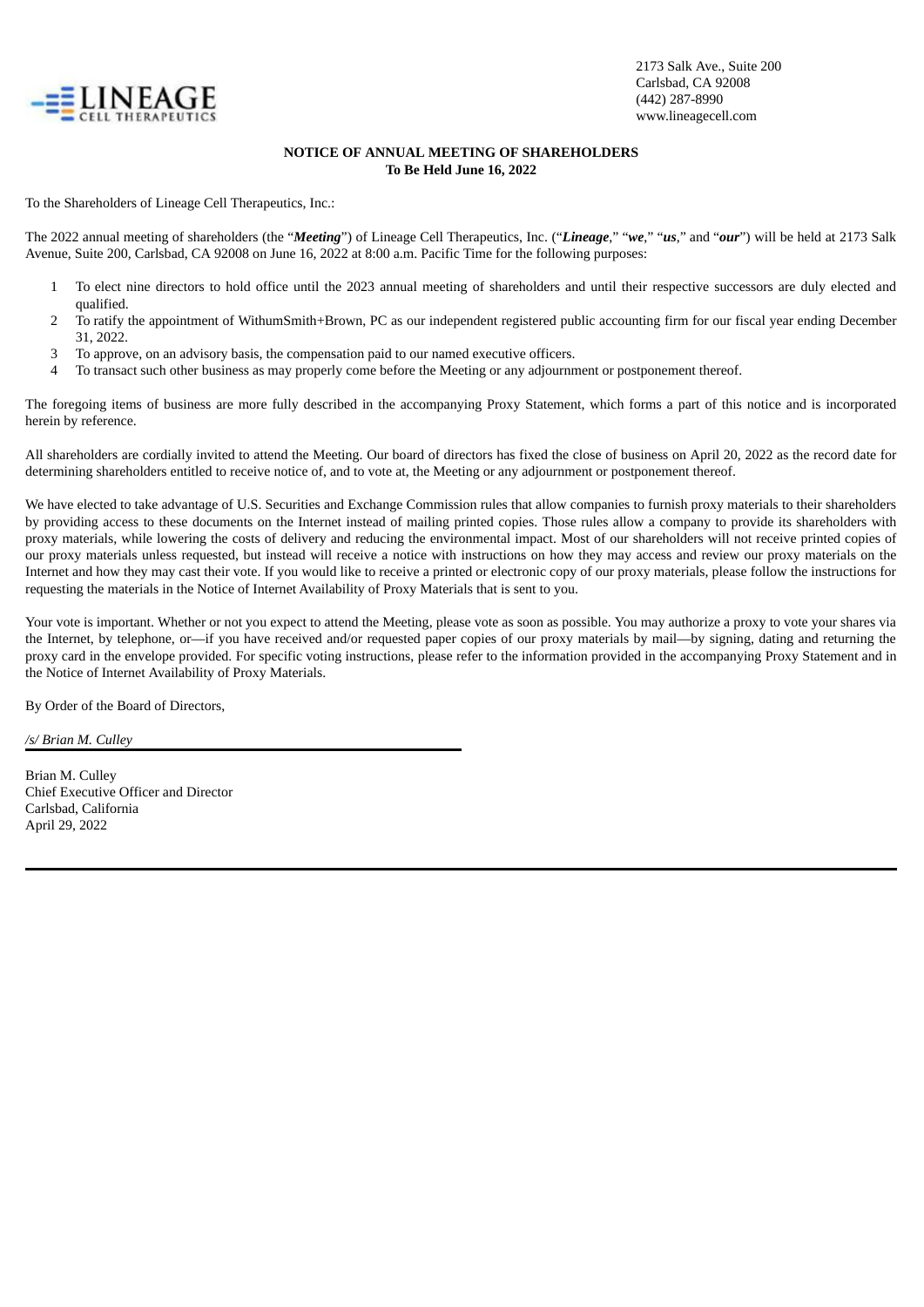LINEAGE CELL THERAPEUTICS

2173 Salk Ave., Suite 200
Carlsbad, CA 92008
(442) 287-8990
www.lineagecell.com

**NOTICE OF ANNUAL MEETING OF SHAREHOLDERS**
**To Be Held June 16, 2022**

To the Shareholders of Lineage Cell Therapeutics, Inc.:

The 2022 annual meeting of shareholders (the "***Meeting***") of Lineage Cell Therapeutics, Inc. ("***Lineage***," "***we***," "***us***," and "***our***") will be held at 2173 Salk Avenue, Suite 200, Carlsbad, CA 92008 on June 16, 2022 at 8:00 a.m. Pacific Time for the following purposes:

1. To elect nine directors to hold office until the 2023 annual meeting of shareholders and until their respective successors are duly elected and qualified.
2. To ratify the appointment of WithumSmith+Brown, PC as our independent registered public accounting firm for our fiscal year ending December 31, 2022.
3. To approve, on an advisory basis, the compensation paid to our named executive officers.
4. To transact such other business as may properly come before the Meeting or any adjournment or postponement thereof.

The foregoing items of business are more fully described in the accompanying Proxy Statement, which forms a part of this notice and is incorporated herein by reference.

All shareholders are cordially invited to attend the Meeting. Our board of directors has fixed the close of business on April 20, 2022 as the record date for determining shareholders entitled to receive notice of, and to vote at, the Meeting or any adjournment or postponement thereof.

We have elected to take advantage of U.S. Securities and Exchange Commission rules that allow companies to furnish proxy materials to their shareholders by providing access to these documents on the Internet instead of mailing printed copies. Those rules allow a company to provide its shareholders with proxy materials, while lowering the costs of delivery and reducing the environmental impact. Most of our shareholders will not receive printed copies of our proxy materials unless requested, but instead will receive a notice with instructions on how they may access and review our proxy materials on the Internet and how they may cast their vote. If you would like to receive a printed or electronic copy of our proxy materials, please follow the instructions for requesting the materials in the Notice of Internet Availability of Proxy Materials that is sent to you.

Your vote is important. Whether or not you expect to attend the Meeting, please vote as soon as possible. You may authorize a proxy to vote your shares via the Internet, by telephone, or—if you have received and/or requested paper copies of our proxy materials by mail—by signing, dating and returning the proxy card in the envelope provided. For specific voting instructions, please refer to the information provided in the accompanying Proxy Statement and in the Notice of Internet Availability of Proxy Materials.

By Order of the Board of Directors,

*/s/ Brian M. Culley*

Brian M. Culley
Chief Executive Officer and Director
Carlsbad, California
April 29, 2022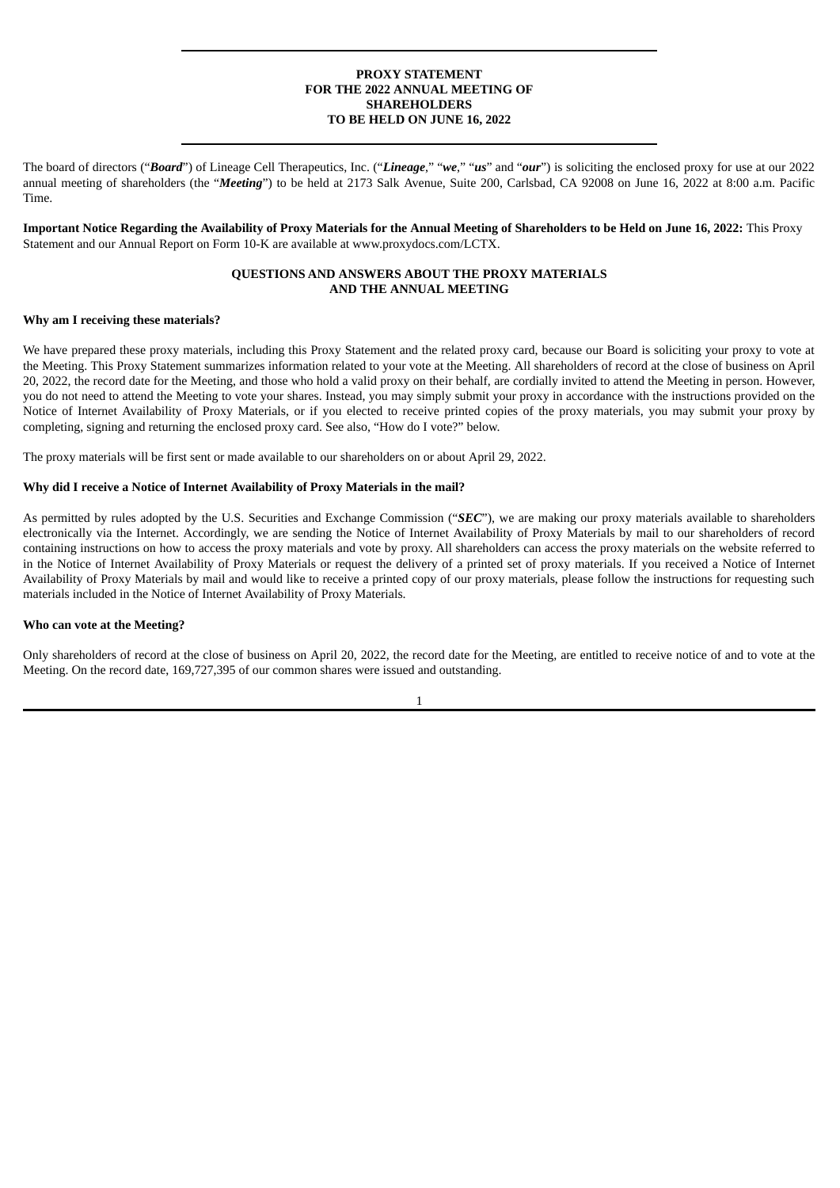# PROXY STATEMENT FOR THE 2022 ANNUAL MEETING OF SHAREHOLDERS TO BE HELD ON JUNE 16, 2022

The board of directors ("***Board***") of Lineage Cell Therapeutics, Inc. ("***Lineage***," "***we***," "***us***" and "***our***") is soliciting the enclosed proxy for use at our 2022 annual meeting of shareholders (the "***Meeting***") to be held at 2173 Salk Avenue, Suite 200, Carlsbad, CA 92008 on June 16, 2022 at 8:00 a.m. Pacific Time.

**Important Notice Regarding the Availability of Proxy Materials for the Annual Meeting of Shareholders to be Held on June 16, 2022:** This Proxy Statement and our Annual Report on Form 10-K are available at www.proxydocs.com/LCTX.

## QUESTIONS AND ANSWERS ABOUT THE PROXY MATERIALS AND THE ANNUAL MEETING

**Why am I receiving these materials?**

We have prepared these proxy materials, including this Proxy Statement and the related proxy card, because our Board is soliciting your proxy to vote at the Meeting. This Proxy Statement summarizes information related to your vote at the Meeting. All shareholders of record at the close of business on April 20, 2022, the record date for the Meeting, and those who hold a valid proxy on their behalf, are cordially invited to attend the Meeting in person. However, you do not need to attend the Meeting to vote your shares. Instead, you may simply submit your proxy in accordance with the instructions provided on the Notice of Internet Availability of Proxy Materials, or if you elected to receive printed copies of the proxy materials, you may submit your proxy by completing, signing and returning the enclosed proxy card. See also, "How do I vote?" below.

The proxy materials will be first sent or made available to our shareholders on or about April 29, 2022.

**Why did I receive a Notice of Internet Availability of Proxy Materials in the mail?**

As permitted by rules adopted by the U.S. Securities and Exchange Commission ("***SEC***"), we are making our proxy materials available to shareholders electronically via the Internet. Accordingly, we are sending the Notice of Internet Availability of Proxy Materials by mail to our shareholders of record containing instructions on how to access the proxy materials and vote by proxy. All shareholders can access the proxy materials on the website referred to in the Notice of Internet Availability of Proxy Materials or request the delivery of a printed set of proxy materials. If you received a Notice of Internet Availability of Proxy Materials by mail and would like to receive a printed copy of our proxy materials, please follow the instructions for requesting such materials included in the Notice of Internet Availability of Proxy Materials.

**Who can vote at the Meeting?**

Only shareholders of record at the close of business on April 20, 2022, the record date for the Meeting, are entitled to receive notice of and to vote at the Meeting. On the record date, 169,727,395 of our common shares were issued and outstanding.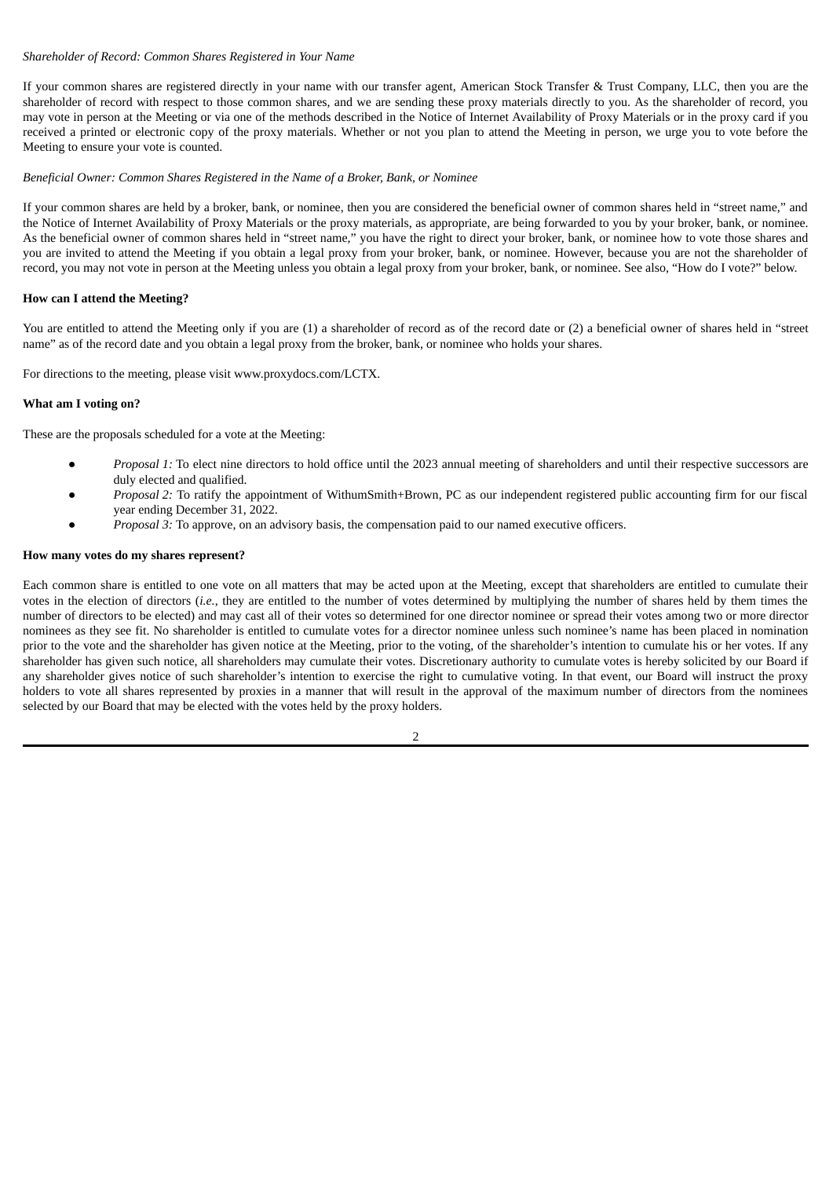*Shareholder of Record: Common Shares Registered in Your Name*

If your common shares are registered directly in your name with our transfer agent, American Stock Transfer & Trust Company, LLC, then you are the shareholder of record with respect to those common shares, and we are sending these proxy materials directly to you. As the shareholder of record, you may vote in person at the Meeting or via one of the methods described in the Notice of Internet Availability of Proxy Materials or in the proxy card if you received a printed or electronic copy of the proxy materials. Whether or not you plan to attend the Meeting in person, we urge you to vote before the Meeting to ensure your vote is counted.

*Beneficial Owner: Common Shares Registered in the Name of a Broker, Bank, or Nominee*

If your common shares are held by a broker, bank, or nominee, then you are considered the beneficial owner of common shares held in "street name," and the Notice of Internet Availability of Proxy Materials or the proxy materials, as appropriate, are being forwarded to you by your broker, bank, or nominee. As the beneficial owner of common shares held in "street name," you have the right to direct your broker, bank, or nominee how to vote those shares and you are invited to attend the Meeting if you obtain a legal proxy from your broker, bank, or nominee. However, because you are not the shareholder of record, you may not vote in person at the Meeting unless you obtain a legal proxy from your broker, bank, or nominee. See also, "How do I vote?" below.

**How can I attend the Meeting?**

You are entitled to attend the Meeting only if you are (1) a shareholder of record as of the record date or (2) a beneficial owner of shares held in "street name" as of the record date and you obtain a legal proxy from the broker, bank, or nominee who holds your shares.

For directions to the meeting, please visit www.proxydocs.com/LCTX.

**What am I voting on?**

These are the proposals scheduled for a vote at the Meeting:

- *Proposal 1:* To elect nine directors to hold office until the 2023 annual meeting of shareholders and until their respective successors are duly elected and qualified.
- *Proposal 2:* To ratify the appointment of WithumSmith+Brown, PC as our independent registered public accounting firm for our fiscal year ending December 31, 2022.
- *Proposal 3:* To approve, on an advisory basis, the compensation paid to our named executive officers.

**How many votes do my shares represent?**

Each common share is entitled to one vote on all matters that may be acted upon at the Meeting, except that shareholders are entitled to cumulate their votes in the election of directors (*i.e.*, they are entitled to the number of votes determined by multiplying the number of shares held by them times the number of directors to be elected) and may cast all of their votes so determined for one director nominee or spread their votes among two or more director nominees as they see fit. No shareholder is entitled to cumulate votes for a director nominee unless such nominee's name has been placed in nomination prior to the vote and the shareholder has given notice at the Meeting, prior to the voting, of the shareholder's intention to cumulate his or her votes. If any shareholder has given such notice, all shareholders may cumulate their votes. Discretionary authority to cumulate votes is hereby solicited by our Board if any shareholder gives notice of such shareholder's intention to exercise the right to cumulative voting. In that event, our Board will instruct the proxy holders to vote all shares represented by proxies in a manner that will result in the approval of the maximum number of directors from the nominees selected by our Board that may be elected with the votes held by the proxy holders.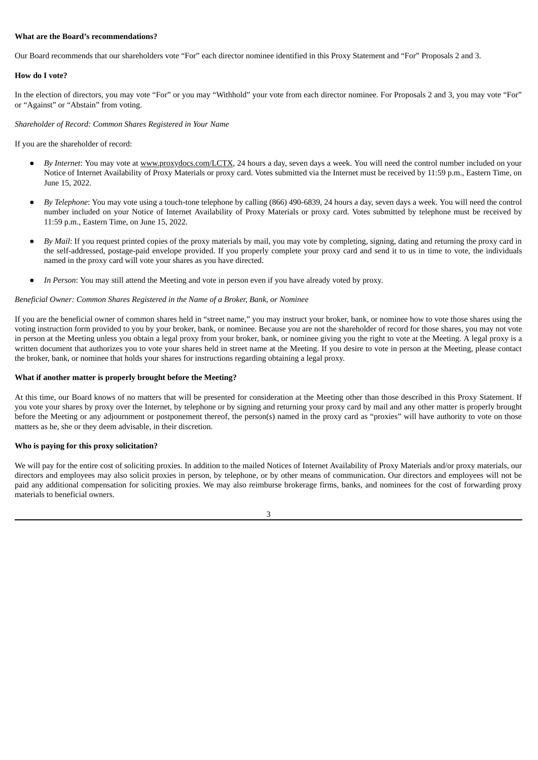**What are the Board's recommendations?**

Our Board recommends that our shareholders vote "For" each director nominee identified in this Proxy Statement and "For" Proposals 2 and 3.

**How do I vote?**

In the election of directors, you may vote "For" or you may "Withhold" your vote from each director nominee. For Proposals 2 and 3, you may vote "For" or "Against" or "Abstain" from voting.

*Shareholder of Record: Common Shares Registered in Your Name*

If you are the shareholder of record:

- *By Internet*: You may vote at www.proxydocs.com/LCTX, 24 hours a day, seven days a week. You will need the control number included on your Notice of Internet Availability of Proxy Materials or proxy card. Votes submitted via the Internet must be received by 11:59 p.m., Eastern Time, on June 15, 2022.
- *By Telephone*: You may vote using a touch-tone telephone by calling (866) 490-6839, 24 hours a day, seven days a week. You will need the control number included on your Notice of Internet Availability of Proxy Materials or proxy card. Votes submitted by telephone must be received by 11:59 p.m., Eastern Time, on June 15, 2022.
- *By Mail*: If you request printed copies of the proxy materials by mail, you may vote by completing, signing, dating and returning the proxy card in the self-addressed, postage-paid envelope provided. If you properly complete your proxy card and send it to us in time to vote, the individuals named in the proxy card will vote your shares as you have directed.
- *In Person*: You may still attend the Meeting and vote in person even if you have already voted by proxy.

*Beneficial Owner: Common Shares Registered in the Name of a Broker, Bank, or Nominee*

If you are the beneficial owner of common shares held in "street name," you may instruct your broker, bank, or nominee how to vote those shares using the voting instruction form provided to you by your broker, bank, or nominee. Because you are not the shareholder of record for those shares, you may not vote in person at the Meeting unless you obtain a legal proxy from your broker, bank, or nominee giving you the right to vote at the Meeting. A legal proxy is a written document that authorizes you to vote your shares held in street name at the Meeting. If you desire to vote in person at the Meeting, please contact the broker, bank, or nominee that holds your shares for instructions regarding obtaining a legal proxy.

**What if another matter is properly brought before the Meeting?**

At this time, our Board knows of no matters that will be presented for consideration at the Meeting other than those described in this Proxy Statement. If you vote your shares by proxy over the Internet, by telephone or by signing and returning your proxy card by mail and any other matter is properly brought before the Meeting or any adjournment or postponement thereof, the person(s) named in the proxy card as "proxies" will have authority to vote on those matters as he, she or they deem advisable, in their discretion.

**Who is paying for this proxy solicitation?**

We will pay for the entire cost of soliciting proxies. In addition to the mailed Notices of Internet Availability of Proxy Materials and/or proxy materials, our directors and employees may also solicit proxies in person, by telephone, or by other means of communication. Our directors and employees will not be paid any additional compensation for soliciting proxies. We may also reimburse brokerage firms, banks, and nominees for the cost of forwarding proxy materials to beneficial owners.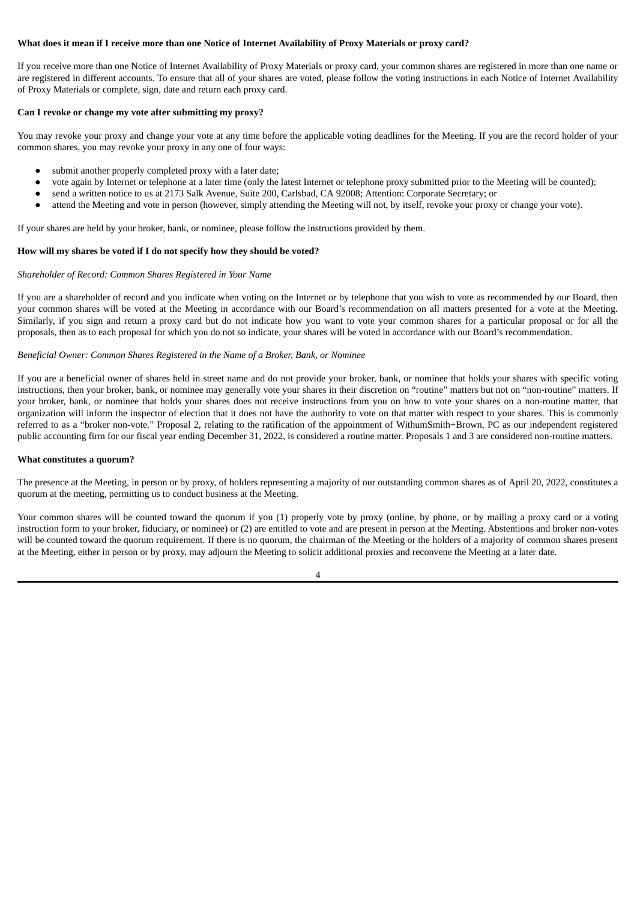**What does it mean if I receive more than one Notice of Internet Availability of Proxy Materials or proxy card?**

If you receive more than one Notice of Internet Availability of Proxy Materials or proxy card, your common shares are registered in more than one name or are registered in different accounts. To ensure that all of your shares are voted, please follow the voting instructions in each Notice of Internet Availability of Proxy Materials or complete, sign, date and return each proxy card.

**Can I revoke or change my vote after submitting my proxy?**

You may revoke your proxy and change your vote at any time before the applicable voting deadlines for the Meeting. If you are the record holder of your common shares, you may revoke your proxy in any one of four ways:

- submit another properly completed proxy with a later date;
- vote again by Internet or telephone at a later time (only the latest Internet or telephone proxy submitted prior to the Meeting will be counted);
- send a written notice to us at 2173 Salk Avenue, Suite 200, Carlsbad, CA 92008; Attention: Corporate Secretary; or
- attend the Meeting and vote in person (however, simply attending the Meeting will not, by itself, revoke your proxy or change your vote).

If your shares are held by your broker, bank, or nominee, please follow the instructions provided by them.

**How will my shares be voted if I do not specify how they should be voted?**

*Shareholder of Record: Common Shares Registered in Your Name*

If you are a shareholder of record and you indicate when voting on the Internet or by telephone that you wish to vote as recommended by our Board, then your common shares will be voted at the Meeting in accordance with our Board's recommendation on all matters presented for a vote at the Meeting. Similarly, if you sign and return a proxy card but do not indicate how you want to vote your common shares for a particular proposal or for all the proposals, then as to each proposal for which you do not so indicate, your shares will be voted in accordance with our Board's recommendation.

*Beneficial Owner: Common Shares Registered in the Name of a Broker, Bank, or Nominee*

If you are a beneficial owner of shares held in street name and do not provide your broker, bank, or nominee that holds your shares with specific voting instructions, then your broker, bank, or nominee may generally vote your shares in their discretion on "routine" matters but not on "non-routine" matters. If your broker, bank, or nominee that holds your shares does not receive instructions from you on how to vote your shares on a non-routine matter, that organization will inform the inspector of election that it does not have the authority to vote on that matter with respect to your shares. This is commonly referred to as a "broker non-vote." Proposal 2, relating to the ratification of the appointment of WithumSmith+Brown, PC as our independent registered public accounting firm for our fiscal year ending December 31, 2022, is considered a routine matter. Proposals 1 and 3 are considered non-routine matters.

**What constitutes a quorum?**

The presence at the Meeting, in person or by proxy, of holders representing a majority of our outstanding common shares as of April 20, 2022, constitutes a quorum at the meeting, permitting us to conduct business at the Meeting.

Your common shares will be counted toward the quorum if you (1) properly vote by proxy (online, by phone, or by mailing a proxy card or a voting instruction form to your broker, fiduciary, or nominee) or (2) are entitled to vote and are present in person at the Meeting. Abstentions and broker non-votes will be counted toward the quorum requirement. If there is no quorum, the chairman of the Meeting or the holders of a majority of common shares present at the Meeting, either in person or by proxy, may adjourn the Meeting to solicit additional proxies and reconvene the Meeting at a later date.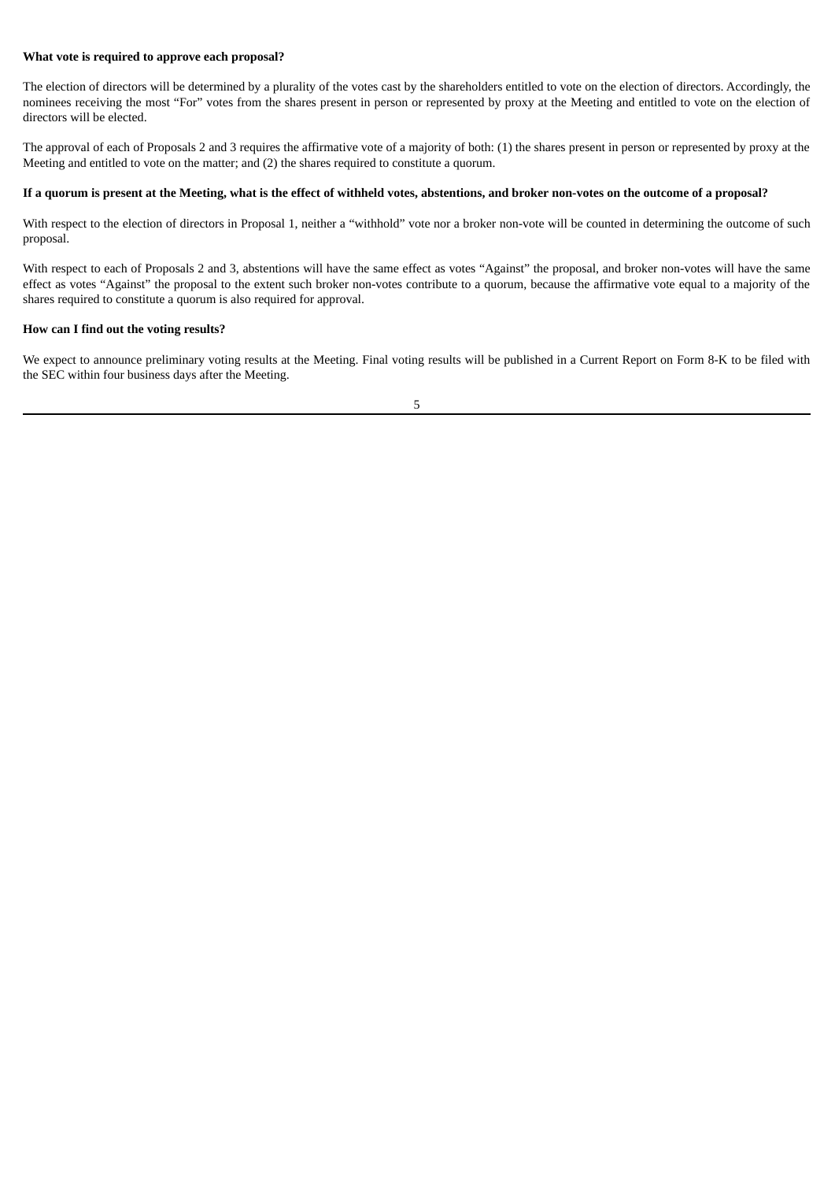**What vote is required to approve each proposal?**

The election of directors will be determined by a plurality of the votes cast by the shareholders entitled to vote on the election of directors. Accordingly, the nominees receiving the most "For" votes from the shares present in person or represented by proxy at the Meeting and entitled to vote on the election of directors will be elected.

The approval of each of Proposals 2 and 3 requires the affirmative vote of a majority of both: (1) the shares present in person or represented by proxy at the Meeting and entitled to vote on the matter; and (2) the shares required to constitute a quorum.

**If a quorum is present at the Meeting, what is the effect of withheld votes, abstentions, and broker non-votes on the outcome of a proposal?**

With respect to the election of directors in Proposal 1, neither a "withhold" vote nor a broker non-vote will be counted in determining the outcome of such proposal.

With respect to each of Proposals 2 and 3, abstentions will have the same effect as votes "Against" the proposal, and broker non-votes will have the same effect as votes "Against" the proposal to the extent such broker non-votes contribute to a quorum, because the affirmative vote equal to a majority of the shares required to constitute a quorum is also required for approval.

**How can I find out the voting results?**

We expect to announce preliminary voting results at the Meeting. Final voting results will be published in a Current Report on Form 8-K to be filed with the SEC within four business days after the Meeting.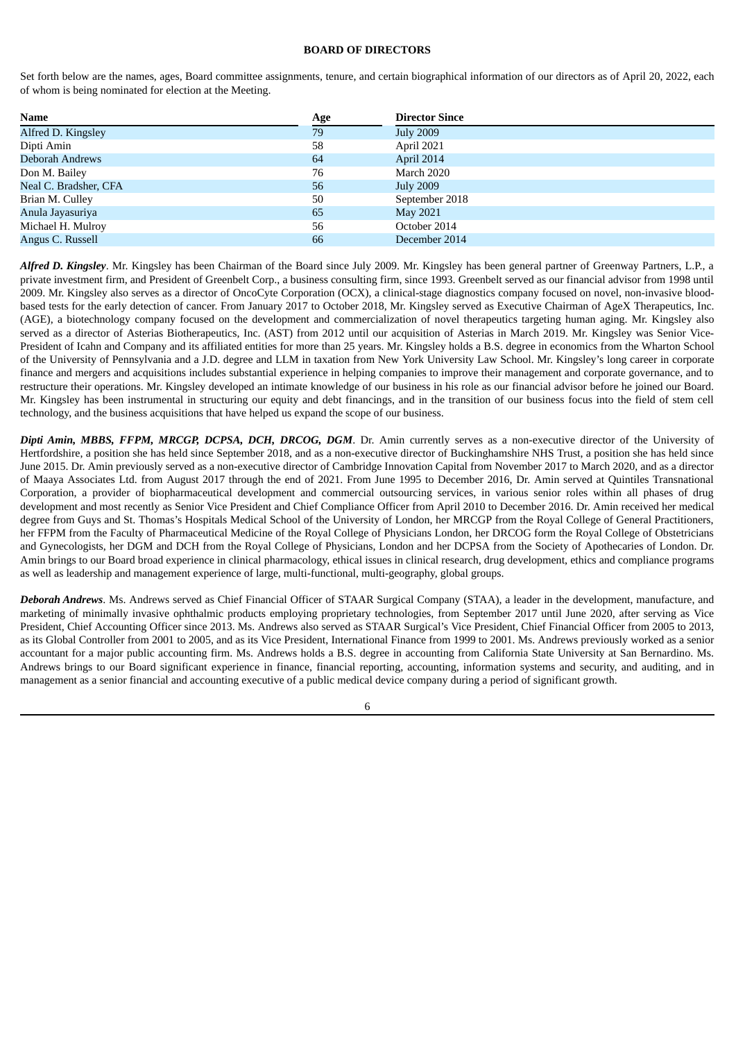## BOARD OF DIRECTORS

Set forth below are the names, ages, Board committee assignments, tenure, and certain biographical information of our directors as of April 20, 2022, each of whom is being nominated for election at the Meeting.

| Name | Age | Director Since |
|---|---|---|
| Alfred D. Kingsley | 79 | July 2009 |
| Dipti Amin | 58 | April 2021 |
| Deborah Andrews | 64 | April 2014 |
| Don M. Bailey | 76 | March 2020 |
| Neal C. Bradsher, CFA | 56 | July 2009 |
| Brian M. Culley | 50 | September 2018 |
| Anula Jayasuriya | 65 | May 2021 |
| Michael H. Mulroy | 56 | October 2014 |
| Angus C. Russell | 66 | December 2014 |

***Alfred D. Kingsley***. Mr. Kingsley has been Chairman of the Board since July 2009. Mr. Kingsley has been general partner of Greenway Partners, L.P., a private investment firm, and President of Greenbelt Corp., a business consulting firm, since 1993. Greenbelt served as our financial advisor from 1998 until 2009. Mr. Kingsley also serves as a director of OncoCyte Corporation (OCX), a clinical-stage diagnostics company focused on novel, non-invasive blood-based tests for the early detection of cancer. From January 2017 to October 2018, Mr. Kingsley served as Executive Chairman of AgeX Therapeutics, Inc. (AGE), a biotechnology company focused on the development and commercialization of novel therapeutics targeting human aging. Mr. Kingsley also served as a director of Asterias Biotherapeutics, Inc. (AST) from 2012 until our acquisition of Asterias in March 2019. Mr. Kingsley was Senior Vice-President of Icahn and Company and its affiliated entities for more than 25 years. Mr. Kingsley holds a B.S. degree in economics from the Wharton School of the University of Pennsylvania and a J.D. degree and LLM in taxation from New York University Law School. Mr. Kingsley's long career in corporate finance and mergers and acquisitions includes substantial experience in helping companies to improve their management and corporate governance, and to restructure their operations. Mr. Kingsley developed an intimate knowledge of our business in his role as our financial advisor before he joined our Board. Mr. Kingsley has been instrumental in structuring our equity and debt financings, and in the transition of our business focus into the field of stem cell technology, and the business acquisitions that have helped us expand the scope of our business.

***Dipti Amin, MBBS, FFPM, MRCGP, DCPSA, DCH, DRCOG, DGM***. Dr. Amin currently serves as a non-executive director of the University of Hertfordshire, a position she has held since September 2018, and as a non-executive director of Buckinghamshire NHS Trust, a position she has held since June 2015. Dr. Amin previously served as a non-executive director of Cambridge Innovation Capital from November 2017 to March 2020, and as a director of Maaya Associates Ltd. from August 2017 through the end of 2021. From June 1995 to December 2016, Dr. Amin served at Quintiles Transnational Corporation, a provider of biopharmaceutical development and commercial outsourcing services, in various senior roles within all phases of drug development and most recently as Senior Vice President and Chief Compliance Officer from April 2010 to December 2016. Dr. Amin received her medical degree from Guys and St. Thomas's Hospitals Medical School of the University of London, her MRCGP from the Royal College of General Practitioners, her FFPM from the Faculty of Pharmaceutical Medicine of the Royal College of Physicians London, her DRCOG form the Royal College of Obstetricians and Gynecologists, her DGM and DCH from the Royal College of Physicians, London and her DCPSA from the Society of Apothecaries of London. Dr. Amin brings to our Board broad experience in clinical pharmacology, ethical issues in clinical research, drug development, ethics and compliance programs as well as leadership and management experience of large, multi-functional, multi-geography, global groups.

***Deborah Andrews***. Ms. Andrews served as Chief Financial Officer of STAAR Surgical Company (STAA), a leader in the development, manufacture, and marketing of minimally invasive ophthalmic products employing proprietary technologies, from September 2017 until June 2020, after serving as Vice President, Chief Accounting Officer since 2013. Ms. Andrews also served as STAAR Surgical's Vice President, Chief Financial Officer from 2005 to 2013, as its Global Controller from 2001 to 2005, and as its Vice President, International Finance from 1999 to 2001. Ms. Andrews previously worked as a senior accountant for a major public accounting firm. Ms. Andrews holds a B.S. degree in accounting from California State University at San Bernardino. Ms. Andrews brings to our Board significant experience in finance, financial reporting, accounting, information systems and security, and auditing, and in management as a senior financial and accounting executive of a public medical device company during a period of significant growth.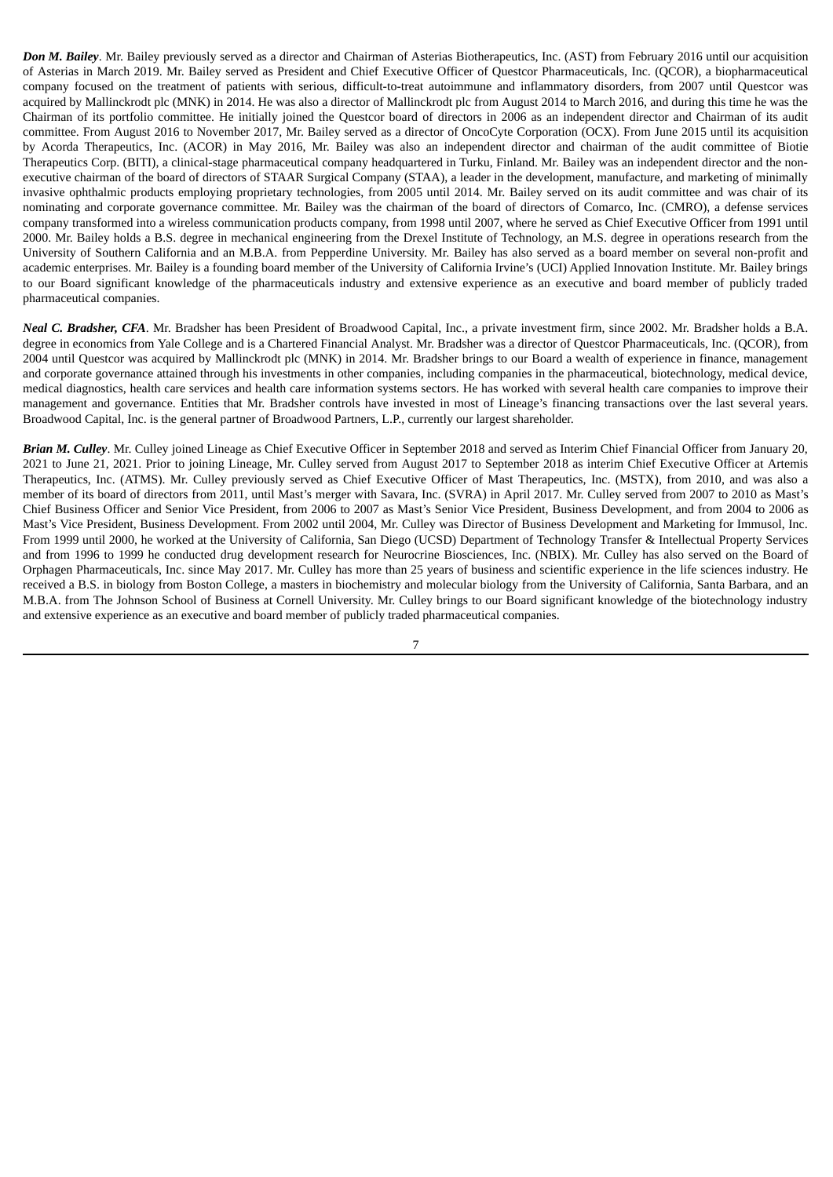***Don M. Bailey***. Mr. Bailey previously served as a director and Chairman of Asterias Biotherapeutics, Inc. (AST) from February 2016 until our acquisition of Asterias in March 2019. Mr. Bailey served as President and Chief Executive Officer of Questcor Pharmaceuticals, Inc. (QCOR), a biopharmaceutical company focused on the treatment of patients with serious, difficult-to-treat autoimmune and inflammatory disorders, from 2007 until Questcor was acquired by Mallinckrodt plc (MNK) in 2014. He was also a director of Mallinckrodt plc from August 2014 to March 2016, and during this time he was the Chairman of its portfolio committee. He initially joined the Questcor board of directors in 2006 as an independent director and Chairman of its audit committee. From August 2016 to November 2017, Mr. Bailey served as a director of OncoCyte Corporation (OCX). From June 2015 until its acquisition by Acorda Therapeutics, Inc. (ACOR) in May 2016, Mr. Bailey was also an independent director and chairman of the audit committee of Biotie Therapeutics Corp. (BITI), a clinical-stage pharmaceutical company headquartered in Turku, Finland. Mr. Bailey was an independent director and the non-executive chairman of the board of directors of STAAR Surgical Company (STAA), a leader in the development, manufacture, and marketing of minimally invasive ophthalmic products employing proprietary technologies, from 2005 until 2014. Mr. Bailey served on its audit committee and was chair of its nominating and corporate governance committee. Mr. Bailey was the chairman of the board of directors of Comarco, Inc. (CMRO), a defense services company transformed into a wireless communication products company, from 1998 until 2007, where he served as Chief Executive Officer from 1991 until 2000. Mr. Bailey holds a B.S. degree in mechanical engineering from the Drexel Institute of Technology, an M.S. degree in operations research from the University of Southern California and an M.B.A. from Pepperdine University. Mr. Bailey has also served as a board member on several non-profit and academic enterprises. Mr. Bailey is a founding board member of the University of California Irvine's (UCI) Applied Innovation Institute. Mr. Bailey brings to our Board significant knowledge of the pharmaceuticals industry and extensive experience as an executive and board member of publicly traded pharmaceutical companies.

***Neal C. Bradsher, CFA***. Mr. Bradsher has been President of Broadwood Capital, Inc., a private investment firm, since 2002. Mr. Bradsher holds a B.A. degree in economics from Yale College and is a Chartered Financial Analyst. Mr. Bradsher was a director of Questcor Pharmaceuticals, Inc. (QCOR), from 2004 until Questcor was acquired by Mallinckrodt plc (MNK) in 2014. Mr. Bradsher brings to our Board a wealth of experience in finance, management and corporate governance attained through his investments in other companies, including companies in the pharmaceutical, biotechnology, medical device, medical diagnostics, health care services and health care information systems sectors. He has worked with several health care companies to improve their management and governance. Entities that Mr. Bradsher controls have invested in most of Lineage's financing transactions over the last several years. Broadwood Capital, Inc. is the general partner of Broadwood Partners, L.P., currently our largest shareholder.

***Brian M. Culley***. Mr. Culley joined Lineage as Chief Executive Officer in September 2018 and served as Interim Chief Financial Officer from January 20, 2021 to June 21, 2021. Prior to joining Lineage, Mr. Culley served from August 2017 to September 2018 as interim Chief Executive Officer at Artemis Therapeutics, Inc. (ATMS). Mr. Culley previously served as Chief Executive Officer of Mast Therapeutics, Inc. (MSTX), from 2010, and was also a member of its board of directors from 2011, until Mast's merger with Savara, Inc. (SVRA) in April 2017. Mr. Culley served from 2007 to 2010 as Mast's Chief Business Officer and Senior Vice President, from 2006 to 2007 as Mast's Senior Vice President, Business Development, and from 2004 to 2006 as Mast's Vice President, Business Development. From 2002 until 2004, Mr. Culley was Director of Business Development and Marketing for Immusol, Inc. From 1999 until 2000, he worked at the University of California, San Diego (UCSD) Department of Technology Transfer & Intellectual Property Services and from 1996 to 1999 he conducted drug development research for Neurocrine Biosciences, Inc. (NBIX). Mr. Culley has also served on the Board of Orphagen Pharmaceuticals, Inc. since May 2017. Mr. Culley has more than 25 years of business and scientific experience in the life sciences industry. He received a B.S. in biology from Boston College, a masters in biochemistry and molecular biology from the University of California, Santa Barbara, and an M.B.A. from The Johnson School of Business at Cornell University. Mr. Culley brings to our Board significant knowledge of the biotechnology industry and extensive experience as an executive and board member of publicly traded pharmaceutical companies.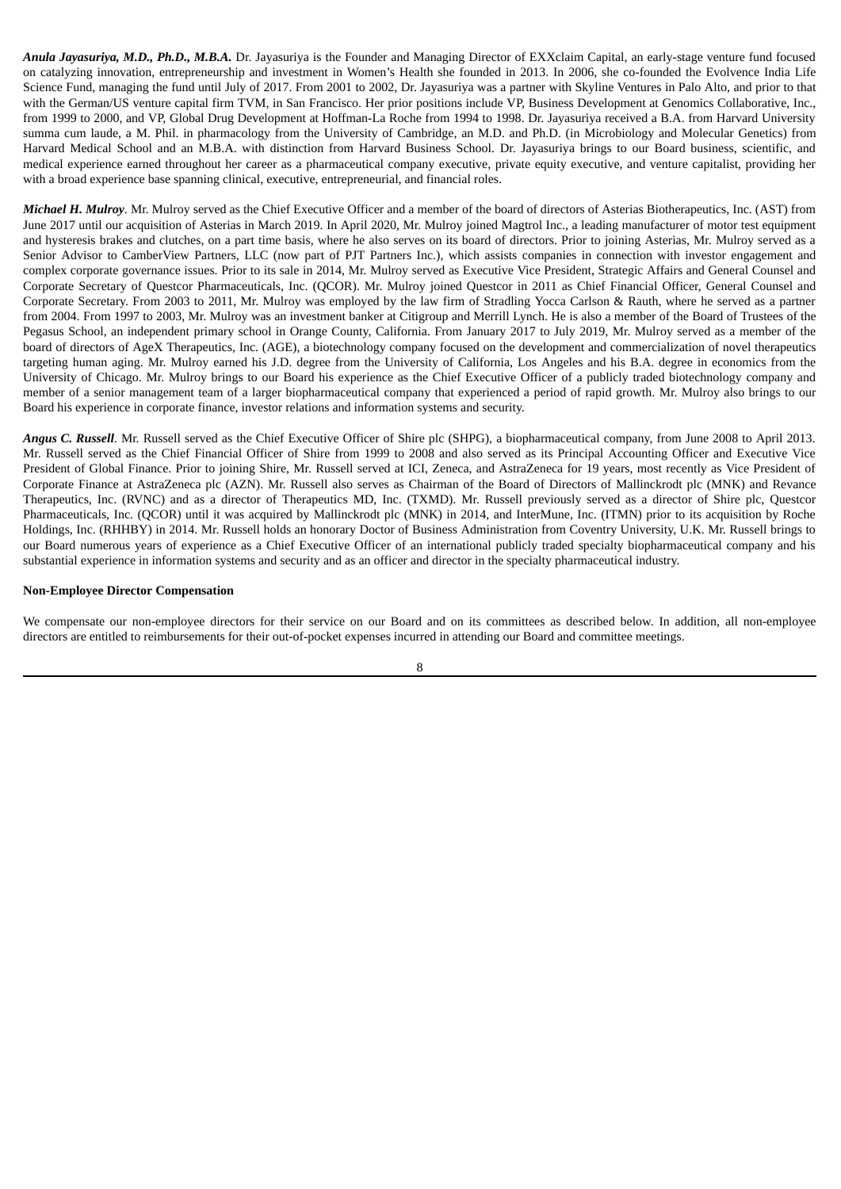***Anula Jayasuriya, M.D., Ph.D., M.B.A.*** Dr. Jayasuriya is the Founder and Managing Director of EXXclaim Capital, an early-stage venture fund focused on catalyzing innovation, entrepreneurship and investment in Women's Health she founded in 2013. In 2006, she co-founded the Evolvence India Life Science Fund, managing the fund until July of 2017. From 2001 to 2002, Dr. Jayasuriya was a partner with Skyline Ventures in Palo Alto, and prior to that with the German/US venture capital firm TVM, in San Francisco. Her prior positions include VP, Business Development at Genomics Collaborative, Inc., from 1999 to 2000, and VP, Global Drug Development at Hoffman-La Roche from 1994 to 1998. Dr. Jayasuriya received a B.A. from Harvard University summa cum laude, a M. Phil. in pharmacology from the University of Cambridge, an M.D. and Ph.D. (in Microbiology and Molecular Genetics) from Harvard Medical School and an M.B.A. with distinction from Harvard Business School. Dr. Jayasuriya brings to our Board business, scientific, and medical experience earned throughout her career as a pharmaceutical company executive, private equity executive, and venture capitalist, providing her with a broad experience base spanning clinical, executive, entrepreneurial, and financial roles.

***Michael H. Mulroy***. Mr. Mulroy served as the Chief Executive Officer and a member of the board of directors of Asterias Biotherapeutics, Inc. (AST) from June 2017 until our acquisition of Asterias in March 2019. In April 2020, Mr. Mulroy joined Magtrol Inc., a leading manufacturer of motor test equipment and hysteresis brakes and clutches, on a part time basis, where he also serves on its board of directors. Prior to joining Asterias, Mr. Mulroy served as a Senior Advisor to CamberView Partners, LLC (now part of PJT Partners Inc.), which assists companies in connection with investor engagement and complex corporate governance issues. Prior to its sale in 2014, Mr. Mulroy served as Executive Vice President, Strategic Affairs and General Counsel and Corporate Secretary of Questcor Pharmaceuticals, Inc. (QCOR). Mr. Mulroy joined Questcor in 2011 as Chief Financial Officer, General Counsel and Corporate Secretary. From 2003 to 2011, Mr. Mulroy was employed by the law firm of Stradling Yocca Carlson & Rauth, where he served as a partner from 2004. From 1997 to 2003, Mr. Mulroy was an investment banker at Citigroup and Merrill Lynch. He is also a member of the Board of Trustees of the Pegasus School, an independent primary school in Orange County, California. From January 2017 to July 2019, Mr. Mulroy served as a member of the board of directors of AgeX Therapeutics, Inc. (AGE), a biotechnology company focused on the development and commercialization of novel therapeutics targeting human aging. Mr. Mulroy earned his J.D. degree from the University of California, Los Angeles and his B.A. degree in economics from the University of Chicago. Mr. Mulroy brings to our Board his experience as the Chief Executive Officer of a publicly traded biotechnology company and member of a senior management team of a larger biopharmaceutical company that experienced a period of rapid growth. Mr. Mulroy also brings to our Board his experience in corporate finance, investor relations and information systems and security.

***Angus C. Russell***. Mr. Russell served as the Chief Executive Officer of Shire plc (SHPG), a biopharmaceutical company, from June 2008 to April 2013. Mr. Russell served as the Chief Financial Officer of Shire from 1999 to 2008 and also served as its Principal Accounting Officer and Executive Vice President of Global Finance. Prior to joining Shire, Mr. Russell served at ICI, Zeneca, and AstraZeneca for 19 years, most recently as Vice President of Corporate Finance at AstraZeneca plc (AZN). Mr. Russell also serves as Chairman of the Board of Directors of Mallinckrodt plc (MNK) and Revance Therapeutics, Inc. (RVNC) and as a director of Therapeutics MD, Inc. (TXMD). Mr. Russell previously served as a director of Shire plc, Questcor Pharmaceuticals, Inc. (QCOR) until it was acquired by Mallinckrodt plc (MNK) in 2014, and InterMune, Inc. (ITMN) prior to its acquisition by Roche Holdings, Inc. (RHHBY) in 2014. Mr. Russell holds an honorary Doctor of Business Administration from Coventry University, U.K. Mr. Russell brings to our Board numerous years of experience as a Chief Executive Officer of an international publicly traded specialty biopharmaceutical company and his substantial experience in information systems and security and as an officer and director in the specialty pharmaceutical industry.

**Non-Employee Director Compensation**

We compensate our non-employee directors for their service on our Board and on its committees as described below. In addition, all non-employee directors are entitled to reimbursements for their out-of-pocket expenses incurred in attending our Board and committee meetings.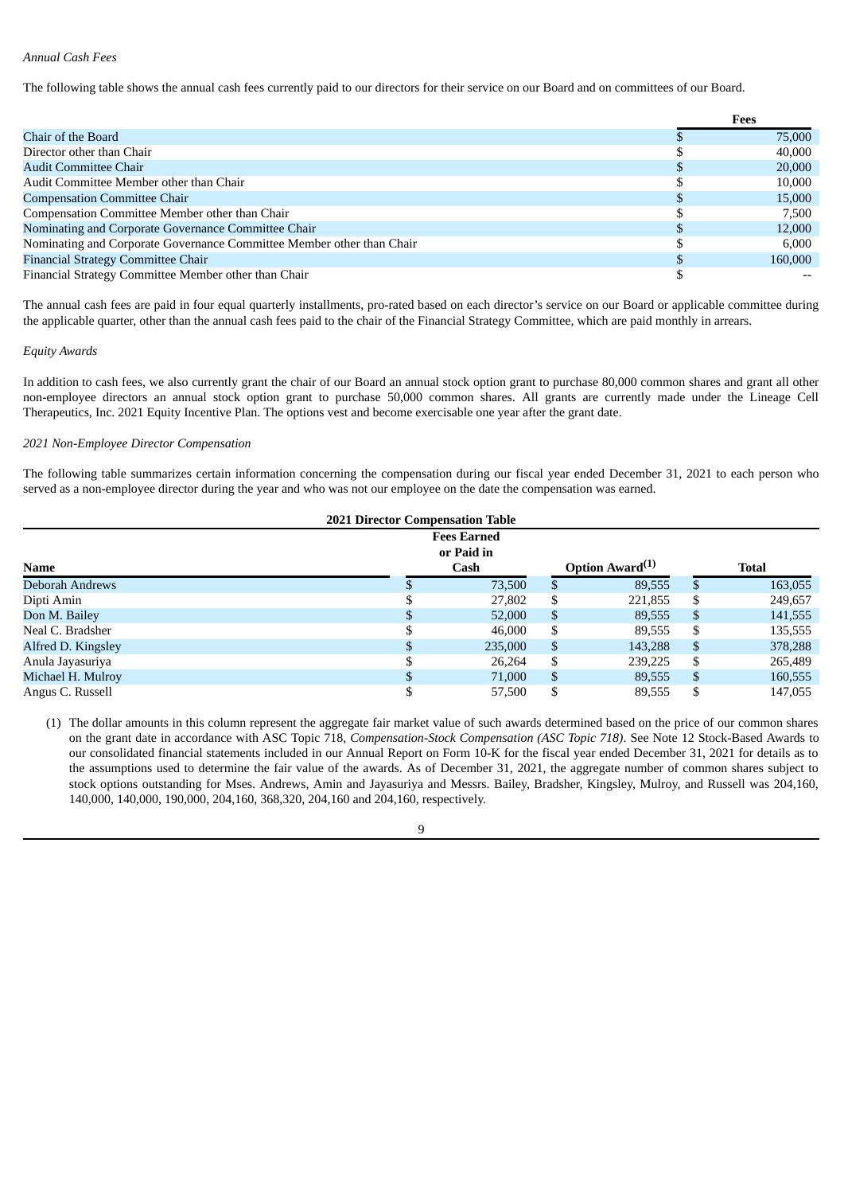*Annual Cash Fees*

The following table shows the annual cash fees currently paid to our directors for their service on our Board and on committees of our Board.

| | Fees |
|---|---|
| Chair of the Board | $ 75,000 |
| Director other than Chair | $ 40,000 |
| Audit Committee Chair | $ 20,000 |
| Audit Committee Member other than Chair | $ 10,000 |
| Compensation Committee Chair | $ 15,000 |
| Compensation Committee Member other than Chair | $ 7,500 |
| Nominating and Corporate Governance Committee Chair | $ 12,000 |
| Nominating and Corporate Governance Committee Member other than Chair | $ 6,000 |
| Financial Strategy Committee Chair | $ 160,000 |
| Financial Strategy Committee Member other than Chair | $ -- |

The annual cash fees are paid in four equal quarterly installments, pro-rated based on each director's service on our Board or applicable committee during the applicable quarter, other than the annual cash fees paid to the chair of the Financial Strategy Committee, which are paid monthly in arrears.

*Equity Awards*

In addition to cash fees, we also currently grant the chair of our Board an annual stock option grant to purchase 80,000 common shares and grant all other non-employee directors an annual stock option grant to purchase 50,000 common shares. All grants are currently made under the Lineage Cell Therapeutics, Inc. 2021 Equity Incentive Plan. The options vest and become exercisable one year after the grant date.

*2021 Non-Employee Director Compensation*

The following table summarizes certain information concerning the compensation during our fiscal year ended December 31, 2021 to each person who served as a non-employee director during the year and who was not our employee on the date the compensation was earned.

**2021 Director Compensation Table**

| Name | Fees Earned or Paid in Cash | Option Award[(1)] | Total |
|---|---|---|---|
| Deborah Andrews | $ 73,500 | $ 89,555 | $ 163,055 |
| Dipti Amin | $ 27,802 | $ 221,855 | $ 249,657 |
| Don M. Bailey | $ 52,000 | $ 89,555 | $ 141,555 |
| Neal C. Bradsher | $ 46,000 | $ 89,555 | $ 135,555 |
| Alfred D. Kingsley | $ 235,000 | $ 143,288 | $ 378,288 |
| Anula Jayasuriya | $ 26,264 | $ 239,225 | $ 265,489 |
| Michael H. Mulroy | $ 71,000 | $ 89,555 | $ 160,555 |
| Angus C. Russell | $ 57,500 | $ 89,555 | $ 147,055 |

(1) The dollar amounts in this column represent the aggregate fair market value of such awards determined based on the price of our common shares on the grant date in accordance with ASC Topic 718, *Compensation-Stock Compensation (ASC Topic 718)*. See Note 12 Stock-Based Awards to our consolidated financial statements included in our Annual Report on Form 10-K for the fiscal year ended December 31, 2021 for details as to the assumptions used to determine the fair value of the awards. As of December 31, 2021, the aggregate number of common shares subject to stock options outstanding for Mses. Andrews, Amin and Jayasuriya and Messrs. Bailey, Bradsher, Kingsley, Mulroy, and Russell was 204,160, 140,000, 140,000, 190,000, 204,160, 368,320, 204,160 and 204,160, respectively.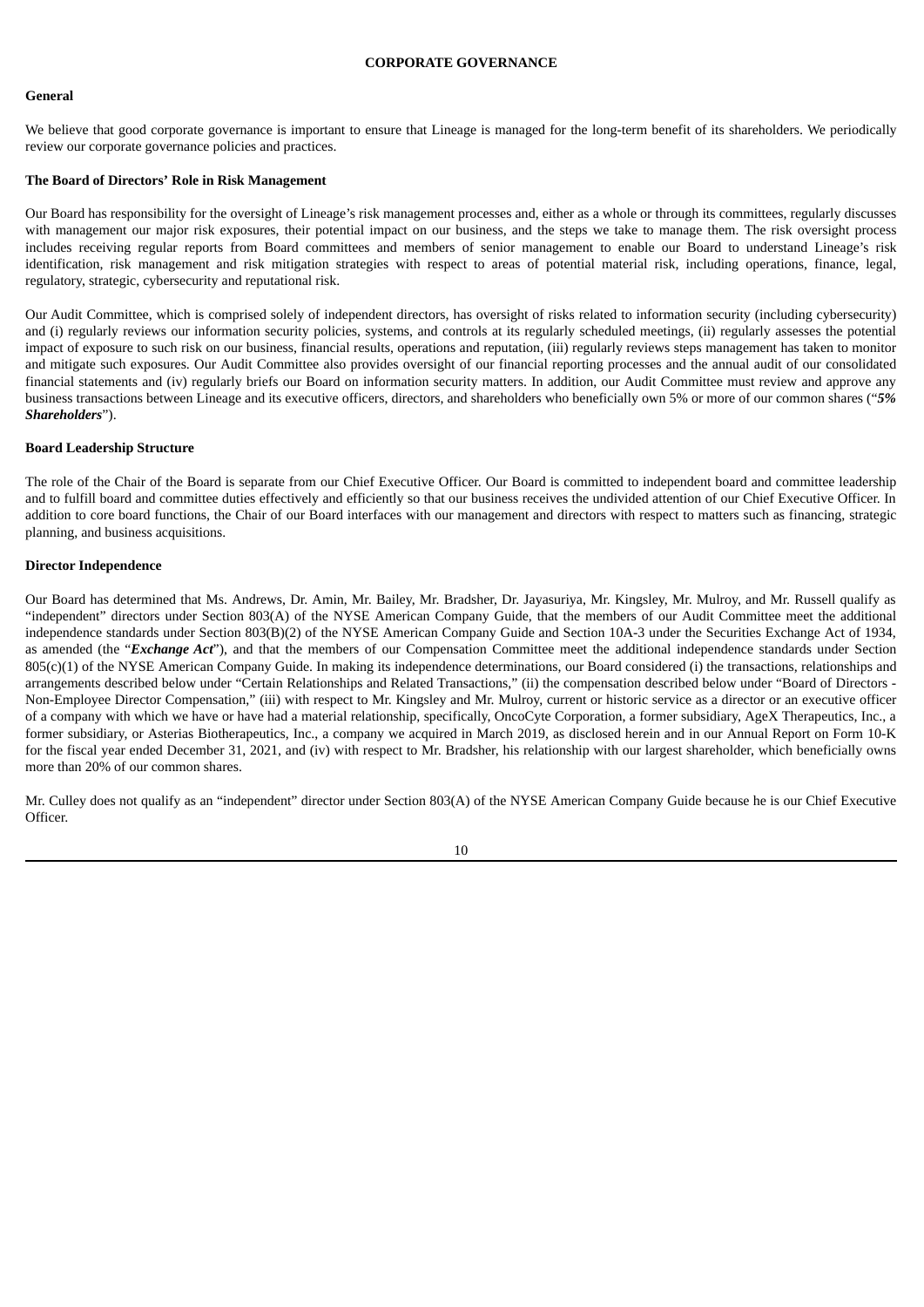## CORPORATE GOVERNANCE

### General

We believe that good corporate governance is important to ensure that Lineage is managed for the long-term benefit of its shareholders. We periodically review our corporate governance policies and practices.

### The Board of Directors' Role in Risk Management

Our Board has responsibility for the oversight of Lineage's risk management processes and, either as a whole or through its committees, regularly discusses with management our major risk exposures, their potential impact on our business, and the steps we take to manage them. The risk oversight process includes receiving regular reports from Board committees and members of senior management to enable our Board to understand Lineage's risk identification, risk management and risk mitigation strategies with respect to areas of potential material risk, including operations, finance, legal, regulatory, strategic, cybersecurity and reputational risk.

Our Audit Committee, which is comprised solely of independent directors, has oversight of risks related to information security (including cybersecurity) and (i) regularly reviews our information security policies, systems, and controls at its regularly scheduled meetings, (ii) regularly assesses the potential impact of exposure to such risk on our business, financial results, operations and reputation, (iii) regularly reviews steps management has taken to monitor and mitigate such exposures. Our Audit Committee also provides oversight of our financial reporting processes and the annual audit of our consolidated financial statements and (iv) regularly briefs our Board on information security matters. In addition, our Audit Committee must review and approve any business transactions between Lineage and its executive officers, directors, and shareholders who beneficially own 5% or more of our common shares ("***5% Shareholders***").

### Board Leadership Structure

The role of the Chair of the Board is separate from our Chief Executive Officer. Our Board is committed to independent board and committee leadership and to fulfill board and committee duties effectively and efficiently so that our business receives the undivided attention of our Chief Executive Officer. In addition to core board functions, the Chair of our Board interfaces with our management and directors with respect to matters such as financing, strategic planning, and business acquisitions.

### Director Independence

Our Board has determined that Ms. Andrews, Dr. Amin, Mr. Bailey, Mr. Bradsher, Dr. Jayasuriya, Mr. Kingsley, Mr. Mulroy, and Mr. Russell qualify as "independent" directors under Section 803(A) of the NYSE American Company Guide, that the members of our Audit Committee meet the additional independence standards under Section 803(B)(2) of the NYSE American Company Guide and Section 10A-3 under the Securities Exchange Act of 1934, as amended (the "***Exchange Act***"), and that the members of our Compensation Committee meet the additional independence standards under Section 805(c)(1) of the NYSE American Company Guide. In making its independence determinations, our Board considered (i) the transactions, relationships and arrangements described below under "Certain Relationships and Related Transactions," (ii) the compensation described below under "Board of Directors - Non-Employee Director Compensation," (iii) with respect to Mr. Kingsley and Mr. Mulroy, current or historic service as a director or an executive officer of a company with which we have or have had a material relationship, specifically, OncoCyte Corporation, a former subsidiary, AgeX Therapeutics, Inc., a former subsidiary, or Asterias Biotherapeutics, Inc., a company we acquired in March 2019, as disclosed herein and in our Annual Report on Form 10-K for the fiscal year ended December 31, 2021, and (iv) with respect to Mr. Bradsher, his relationship with our largest shareholder, which beneficially owns more than 20% of our common shares.

Mr. Culley does not qualify as an "independent" director under Section 803(A) of the NYSE American Company Guide because he is our Chief Executive Officer.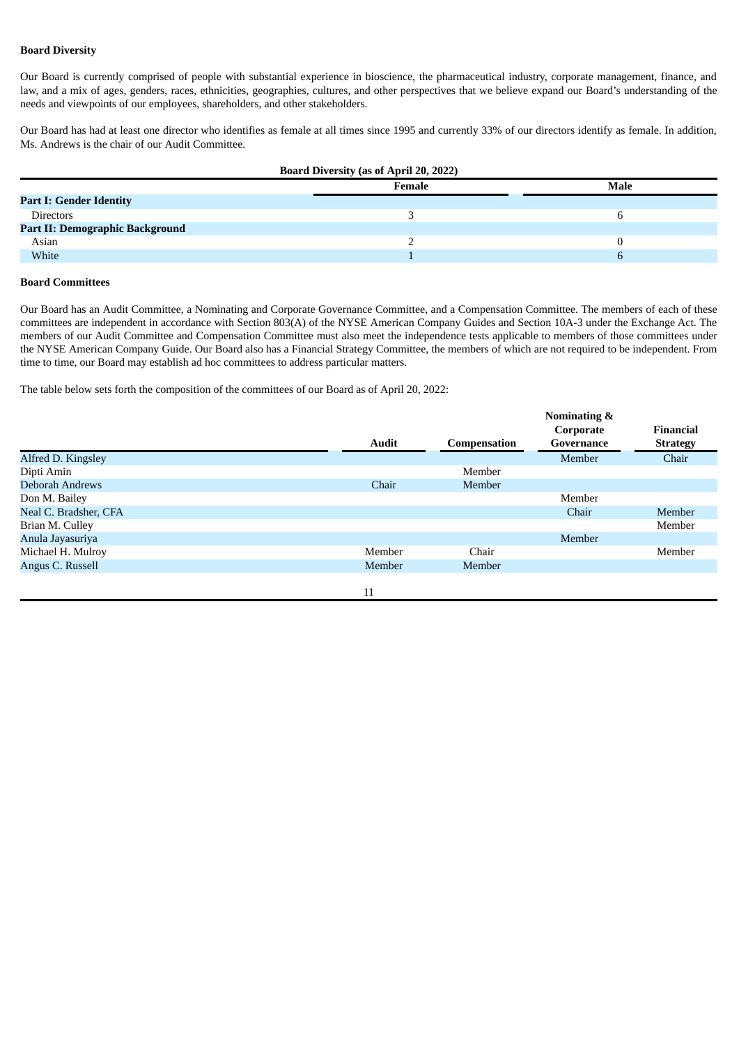**Board Diversity**

Our Board is currently comprised of people with substantial experience in bioscience, the pharmaceutical industry, corporate management, finance, and law, and a mix of ages, genders, races, ethnicities, geographies, cultures, and other perspectives that we believe expand our Board's understanding of the needs and viewpoints of our employees, shareholders, and other stakeholders.

Our Board has had at least one director who identifies as female at all times since 1995 and currently 33% of our directors identify as female. In addition, Ms. Andrews is the chair of our Audit Committee.

| Board Diversity (as of April 20, 2022) | | |
|---|---|---|
| | **Female** | **Male** |
| **Part I: Gender Identity** | | |
| Directors | 3 | 6 |
| **Part II: Demographic Background** | | |
| Asian | 2 | 0 |
| White | 1 | 6 |

**Board Committees**

Our Board has an Audit Committee, a Nominating and Corporate Governance Committee, and a Compensation Committee. The members of each of these committees are independent in accordance with Section 803(A) of the NYSE American Company Guides and Section 10A-3 under the Exchange Act. The members of our Audit Committee and Compensation Committee must also meet the independence tests applicable to members of those committees under the NYSE American Company Guide. Our Board also has a Financial Strategy Committee, the members of which are not required to be independent. From time to time, our Board may establish ad hoc committees to address particular matters.

The table below sets forth the composition of the committees of our Board as of April 20, 2022:

| | **Audit** | **Compensation** | **Nominating & Corporate Governance** | **Financial Strategy** |
|---|---|---|---|---|
| Alfred D. Kingsley | | | Member | Chair |
| Dipti Amin | | Member | | |
| Deborah Andrews | Chair | Member | | |
| Don M. Bailey | | | Member | |
| Neal C. Bradsher, CFA | | | Chair | Member |
| Brian M. Culley | | | | Member |
| Anula Jayasuriya | | | Member | |
| Michael H. Mulroy | Member | Chair | | Member |
| Angus C. Russell | Member | Member | | |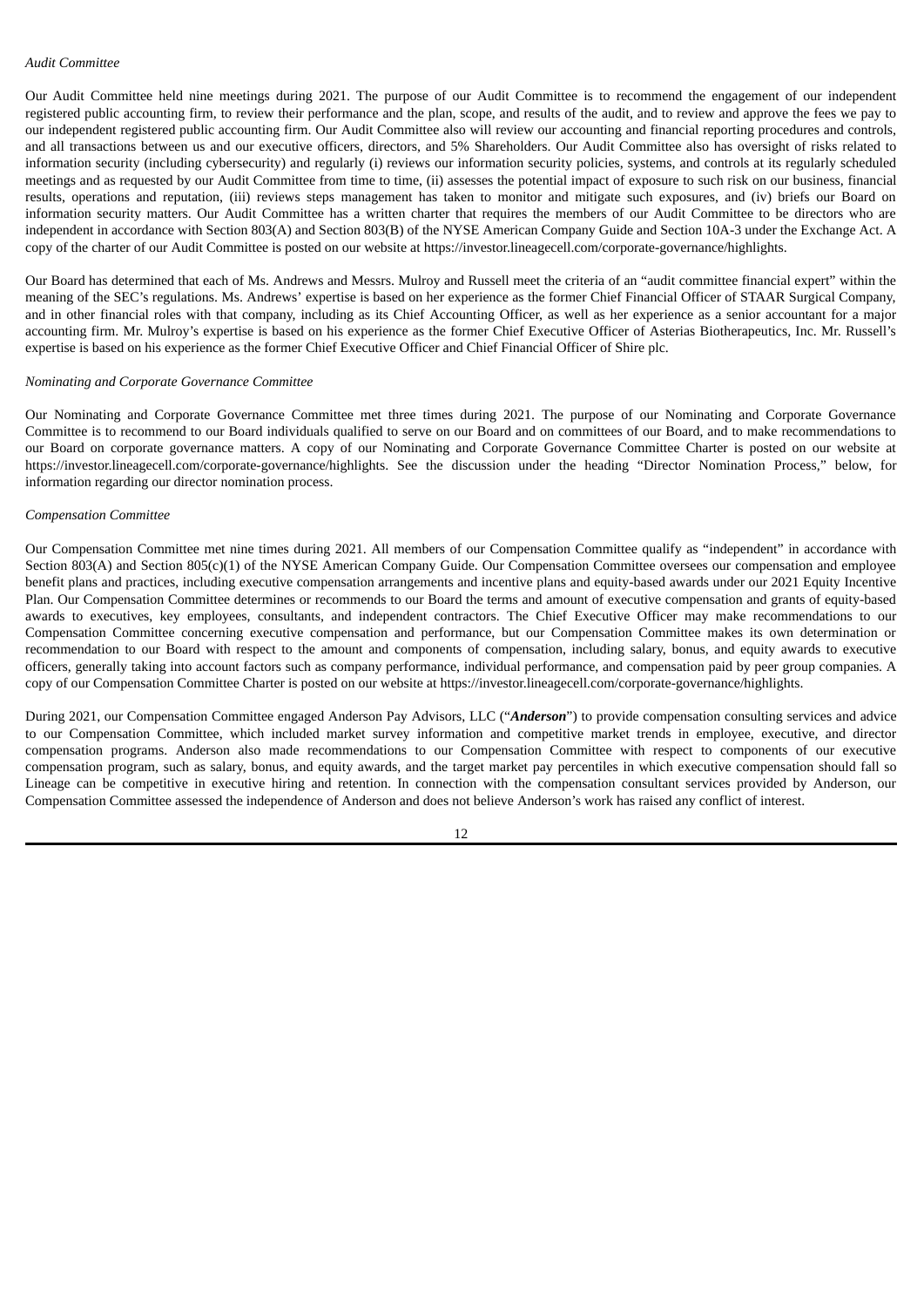*Audit Committee*

Our Audit Committee held nine meetings during 2021. The purpose of our Audit Committee is to recommend the engagement of our independent registered public accounting firm, to review their performance and the plan, scope, and results of the audit, and to review and approve the fees we pay to our independent registered public accounting firm. Our Audit Committee also will review our accounting and financial reporting procedures and controls, and all transactions between us and our executive officers, directors, and 5% Shareholders. Our Audit Committee also has oversight of risks related to information security (including cybersecurity) and regularly (i) reviews our information security policies, systems, and controls at its regularly scheduled meetings and as requested by our Audit Committee from time to time, (ii) assesses the potential impact of exposure to such risk on our business, financial results, operations and reputation, (iii) reviews steps management has taken to monitor and mitigate such exposures, and (iv) briefs our Board on information security matters. Our Audit Committee has a written charter that requires the members of our Audit Committee to be directors who are independent in accordance with Section 803(A) and Section 803(B) of the NYSE American Company Guide and Section 10A-3 under the Exchange Act. A copy of the charter of our Audit Committee is posted on our website at https://investor.lineagecell.com/corporate-governance/highlights.

Our Board has determined that each of Ms. Andrews and Messrs. Mulroy and Russell meet the criteria of an "audit committee financial expert" within the meaning of the SEC's regulations. Ms. Andrews' expertise is based on her experience as the former Chief Financial Officer of STAAR Surgical Company, and in other financial roles with that company, including as its Chief Accounting Officer, as well as her experience as a senior accountant for a major accounting firm. Mr. Mulroy's expertise is based on his experience as the former Chief Executive Officer of Asterias Biotherapeutics, Inc. Mr. Russell's expertise is based on his experience as the former Chief Executive Officer and Chief Financial Officer of Shire plc.

*Nominating and Corporate Governance Committee*

Our Nominating and Corporate Governance Committee met three times during 2021. The purpose of our Nominating and Corporate Governance Committee is to recommend to our Board individuals qualified to serve on our Board and on committees of our Board, and to make recommendations to our Board on corporate governance matters. A copy of our Nominating and Corporate Governance Committee Charter is posted on our website at https://investor.lineagecell.com/corporate-governance/highlights. See the discussion under the heading "Director Nomination Process," below, for information regarding our director nomination process.

*Compensation Committee*

Our Compensation Committee met nine times during 2021. All members of our Compensation Committee qualify as "independent" in accordance with Section 803(A) and Section 805(c)(1) of the NYSE American Company Guide. Our Compensation Committee oversees our compensation and employee benefit plans and practices, including executive compensation arrangements and incentive plans and equity-based awards under our 2021 Equity Incentive Plan. Our Compensation Committee determines or recommends to our Board the terms and amount of executive compensation and grants of equity-based awards to executives, key employees, consultants, and independent contractors. The Chief Executive Officer may make recommendations to our Compensation Committee concerning executive compensation and performance, but our Compensation Committee makes its own determination or recommendation to our Board with respect to the amount and components of compensation, including salary, bonus, and equity awards to executive officers, generally taking into account factors such as company performance, individual performance, and compensation paid by peer group companies. A copy of our Compensation Committee Charter is posted on our website at https://investor.lineagecell.com/corporate-governance/highlights.

During 2021, our Compensation Committee engaged Anderson Pay Advisors, LLC ("***Anderson***") to provide compensation consulting services and advice to our Compensation Committee, which included market survey information and competitive market trends in employee, executive, and director compensation programs. Anderson also made recommendations to our Compensation Committee with respect to components of our executive compensation program, such as salary, bonus, and equity awards, and the target market pay percentiles in which executive compensation should fall so Lineage can be competitive in executive hiring and retention. In connection with the compensation consultant services provided by Anderson, our Compensation Committee assessed the independence of Anderson and does not believe Anderson's work has raised any conflict of interest.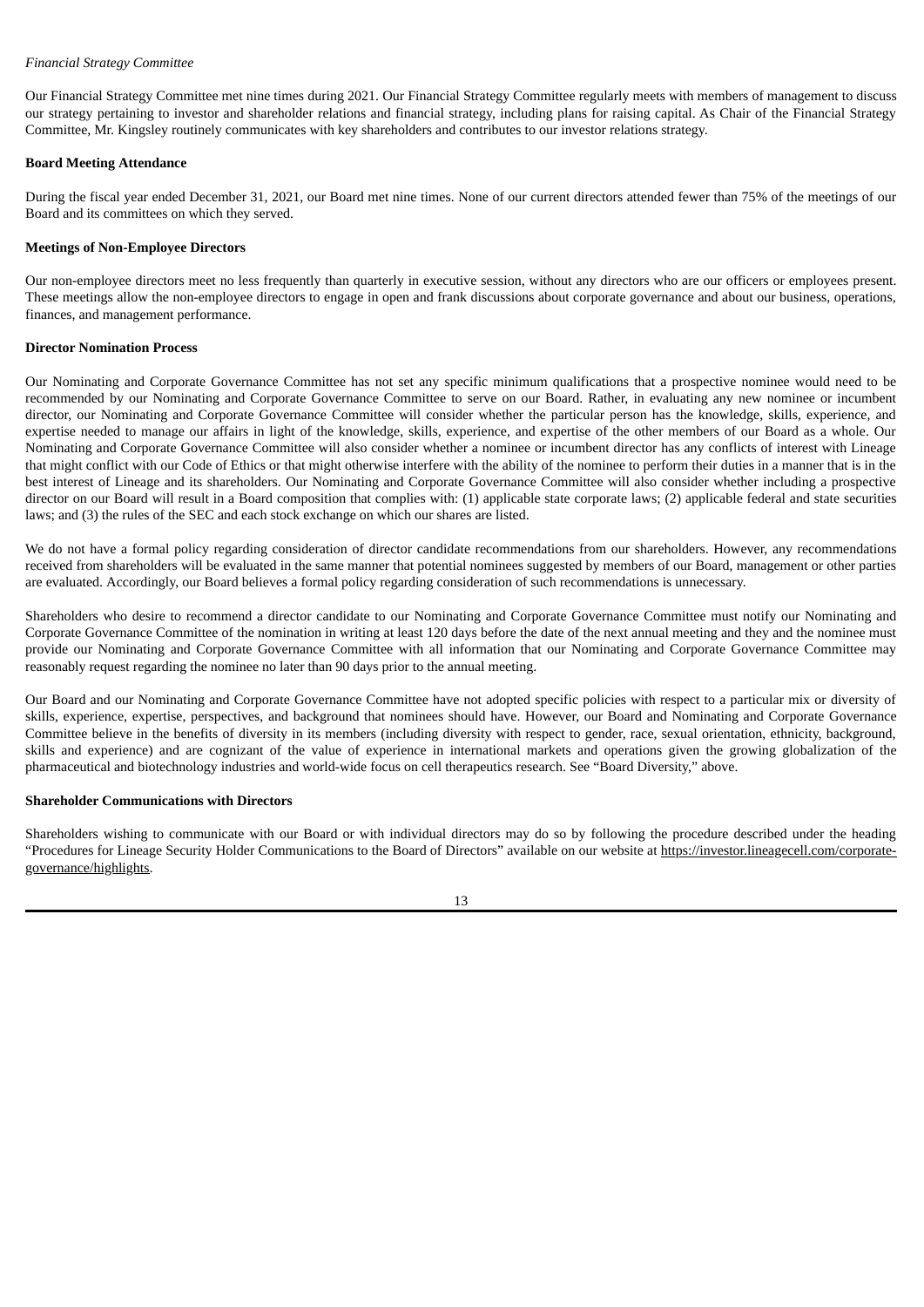*Financial Strategy Committee*

Our Financial Strategy Committee met nine times during 2021. Our Financial Strategy Committee regularly meets with members of management to discuss our strategy pertaining to investor and shareholder relations and financial strategy, including plans for raising capital. As Chair of the Financial Strategy Committee, Mr. Kingsley routinely communicates with key shareholders and contributes to our investor relations strategy.

**Board Meeting Attendance**

During the fiscal year ended December 31, 2021, our Board met nine times. None of our current directors attended fewer than 75% of the meetings of our Board and its committees on which they served.

**Meetings of Non-Employee Directors**

Our non-employee directors meet no less frequently than quarterly in executive session, without any directors who are our officers or employees present. These meetings allow the non-employee directors to engage in open and frank discussions about corporate governance and about our business, operations, finances, and management performance.

**Director Nomination Process**

Our Nominating and Corporate Governance Committee has not set any specific minimum qualifications that a prospective nominee would need to be recommended by our Nominating and Corporate Governance Committee to serve on our Board. Rather, in evaluating any new nominee or incumbent director, our Nominating and Corporate Governance Committee will consider whether the particular person has the knowledge, skills, experience, and expertise needed to manage our affairs in light of the knowledge, skills, experience, and expertise of the other members of our Board as a whole. Our Nominating and Corporate Governance Committee will also consider whether a nominee or incumbent director has any conflicts of interest with Lineage that might conflict with our Code of Ethics or that might otherwise interfere with the ability of the nominee to perform their duties in a manner that is in the best interest of Lineage and its shareholders. Our Nominating and Corporate Governance Committee will also consider whether including a prospective director on our Board will result in a Board composition that complies with: (1) applicable state corporate laws; (2) applicable federal and state securities laws; and (3) the rules of the SEC and each stock exchange on which our shares are listed.

We do not have a formal policy regarding consideration of director candidate recommendations from our shareholders. However, any recommendations received from shareholders will be evaluated in the same manner that potential nominees suggested by members of our Board, management or other parties are evaluated. Accordingly, our Board believes a formal policy regarding consideration of such recommendations is unnecessary.

Shareholders who desire to recommend a director candidate to our Nominating and Corporate Governance Committee must notify our Nominating and Corporate Governance Committee of the nomination in writing at least 120 days before the date of the next annual meeting and they and the nominee must provide our Nominating and Corporate Governance Committee with all information that our Nominating and Corporate Governance Committee may reasonably request regarding the nominee no later than 90 days prior to the annual meeting.

Our Board and our Nominating and Corporate Governance Committee have not adopted specific policies with respect to a particular mix or diversity of skills, experience, expertise, perspectives, and background that nominees should have. However, our Board and Nominating and Corporate Governance Committee believe in the benefits of diversity in its members (including diversity with respect to gender, race, sexual orientation, ethnicity, background, skills and experience) and are cognizant of the value of experience in international markets and operations given the growing globalization of the pharmaceutical and biotechnology industries and world-wide focus on cell therapeutics research. See "Board Diversity," above.

**Shareholder Communications with Directors**

Shareholders wishing to communicate with our Board or with individual directors may do so by following the procedure described under the heading "Procedures for Lineage Security Holder Communications to the Board of Directors" available on our website at https://investor.lineagecell.com/corporate-governance/highlights.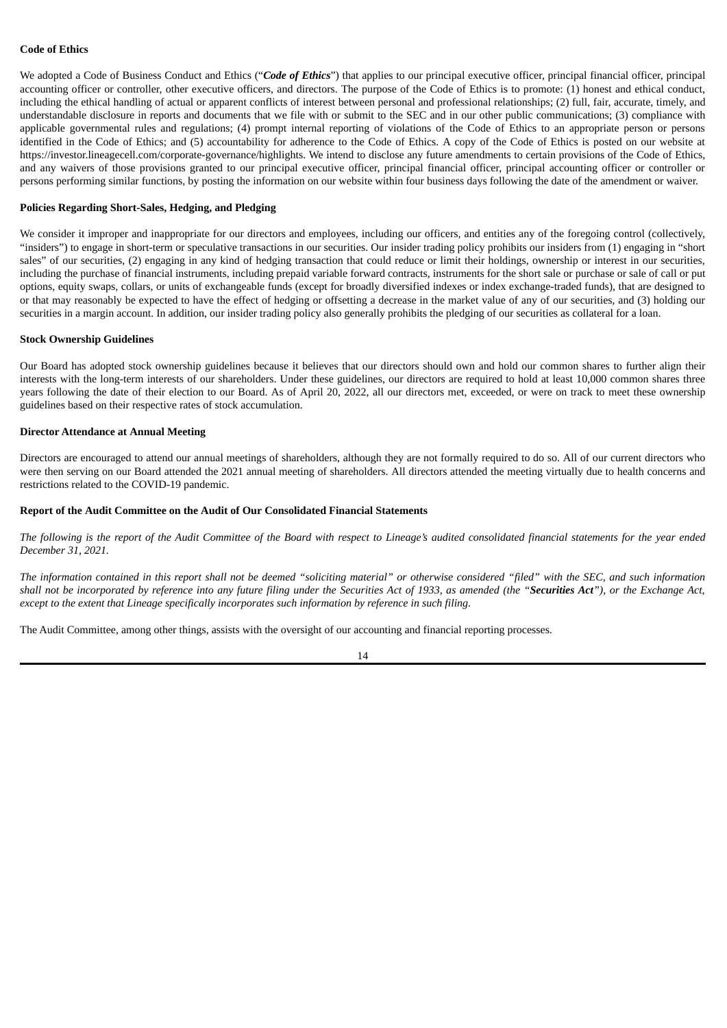**Code of Ethics**

We adopted a Code of Business Conduct and Ethics ("***Code of Ethics***") that applies to our principal executive officer, principal financial officer, principal accounting officer or controller, other executive officers, and directors. The purpose of the Code of Ethics is to promote: (1) honest and ethical conduct, including the ethical handling of actual or apparent conflicts of interest between personal and professional relationships; (2) full, fair, accurate, timely, and understandable disclosure in reports and documents that we file with or submit to the SEC and in our other public communications; (3) compliance with applicable governmental rules and regulations; (4) prompt internal reporting of violations of the Code of Ethics to an appropriate person or persons identified in the Code of Ethics; and (5) accountability for adherence to the Code of Ethics. A copy of the Code of Ethics is posted on our website at https://investor.lineagecell.com/corporate-governance/highlights. We intend to disclose any future amendments to certain provisions of the Code of Ethics, and any waivers of those provisions granted to our principal executive officer, principal financial officer, principal accounting officer or controller or persons performing similar functions, by posting the information on our website within four business days following the date of the amendment or waiver.

**Policies Regarding Short-Sales, Hedging, and Pledging**

We consider it improper and inappropriate for our directors and employees, including our officers, and entities any of the foregoing control (collectively, "insiders") to engage in short-term or speculative transactions in our securities. Our insider trading policy prohibits our insiders from (1) engaging in "short sales" of our securities, (2) engaging in any kind of hedging transaction that could reduce or limit their holdings, ownership or interest in our securities, including the purchase of financial instruments, including prepaid variable forward contracts, instruments for the short sale or purchase or sale of call or put options, equity swaps, collars, or units of exchangeable funds (except for broadly diversified indexes or index exchange-traded funds), that are designed to or that may reasonably be expected to have the effect of hedging or offsetting a decrease in the market value of any of our securities, and (3) holding our securities in a margin account. In addition, our insider trading policy also generally prohibits the pledging of our securities as collateral for a loan.

**Stock Ownership Guidelines**

Our Board has adopted stock ownership guidelines because it believes that our directors should own and hold our common shares to further align their interests with the long-term interests of our shareholders. Under these guidelines, our directors are required to hold at least 10,000 common shares three years following the date of their election to our Board. As of April 20, 2022, all our directors met, exceeded, or were on track to meet these ownership guidelines based on their respective rates of stock accumulation.

**Director Attendance at Annual Meeting**

Directors are encouraged to attend our annual meetings of shareholders, although they are not formally required to do so. All of our current directors who were then serving on our Board attended the 2021 annual meeting of shareholders. All directors attended the meeting virtually due to health concerns and restrictions related to the COVID-19 pandemic.

**Report of the Audit Committee on the Audit of Our Consolidated Financial Statements**

*The following is the report of the Audit Committee of the Board with respect to Lineage's audited consolidated financial statements for the year ended December 31, 2021.*

*The information contained in this report shall not be deemed "soliciting material" or otherwise considered "filed" with the SEC, and such information shall not be incorporated by reference into any future filing under the Securities Act of 1933, as amended (the "**Securities Act**"), or the Exchange Act, except to the extent that Lineage specifically incorporates such information by reference in such filing.*

The Audit Committee, among other things, assists with the oversight of our accounting and financial reporting processes.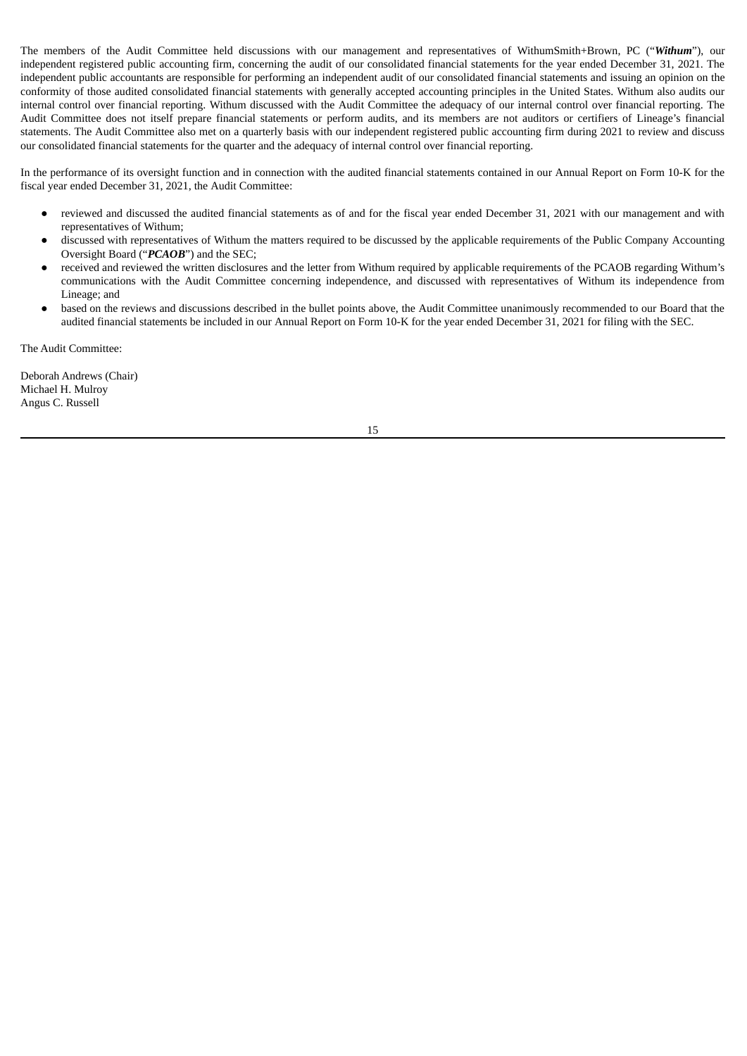The members of the Audit Committee held discussions with our management and representatives of WithumSmith+Brown, PC ("***Withum***"), our independent registered public accounting firm, concerning the audit of our consolidated financial statements for the year ended December 31, 2021. The independent public accountants are responsible for performing an independent audit of our consolidated financial statements and issuing an opinion on the conformity of those audited consolidated financial statements with generally accepted accounting principles in the United States. Withum also audits our internal control over financial reporting. Withum discussed with the Audit Committee the adequacy of our internal control over financial reporting. The Audit Committee does not itself prepare financial statements or perform audits, and its members are not auditors or certifiers of Lineage's financial statements. The Audit Committee also met on a quarterly basis with our independent registered public accounting firm during 2021 to review and discuss our consolidated financial statements for the quarter and the adequacy of internal control over financial reporting.

In the performance of its oversight function and in connection with the audited financial statements contained in our Annual Report on Form 10-K for the fiscal year ended December 31, 2021, the Audit Committee:

- reviewed and discussed the audited financial statements as of and for the fiscal year ended December 31, 2021 with our management and with representatives of Withum;
- discussed with representatives of Withum the matters required to be discussed by the applicable requirements of the Public Company Accounting Oversight Board ("***PCAOB***") and the SEC;
- received and reviewed the written disclosures and the letter from Withum required by applicable requirements of the PCAOB regarding Withum's communications with the Audit Committee concerning independence, and discussed with representatives of Withum its independence from Lineage; and
- based on the reviews and discussions described in the bullet points above, the Audit Committee unanimously recommended to our Board that the audited financial statements be included in our Annual Report on Form 10-K for the year ended December 31, 2021 for filing with the SEC.

The Audit Committee:

Deborah Andrews (Chair)
Michael H. Mulroy
Angus C. Russell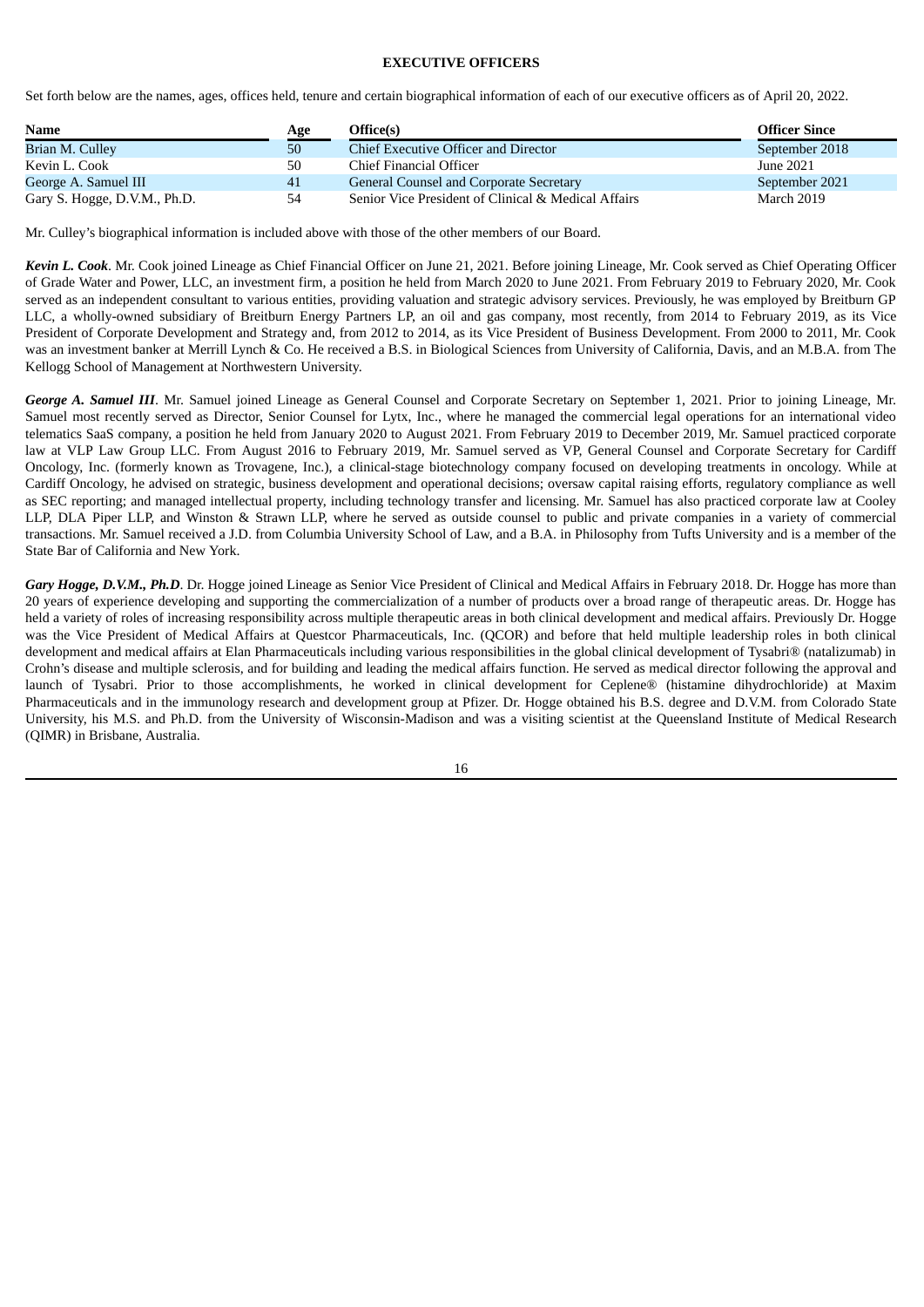## EXECUTIVE OFFICERS

Set forth below are the names, ages, offices held, tenure and certain biographical information of each of our executive officers as of April 20, 2022.

| Name | Age | Office(s) | Officer Since |
|---|---|---|---|
| Brian M. Culley | 50 | Chief Executive Officer and Director | September 2018 |
| Kevin L. Cook | 50 | Chief Financial Officer | June 2021 |
| George A. Samuel III | 41 | General Counsel and Corporate Secretary | September 2021 |
| Gary S. Hogge, D.V.M., Ph.D. | 54 | Senior Vice President of Clinical & Medical Affairs | March 2019 |

Mr. Culley's biographical information is included above with those of the other members of our Board.

***Kevin L. Cook***. Mr. Cook joined Lineage as Chief Financial Officer on June 21, 2021. Before joining Lineage, Mr. Cook served as Chief Operating Officer of Grade Water and Power, LLC, an investment firm, a position he held from March 2020 to June 2021. From February 2019 to February 2020, Mr. Cook served as an independent consultant to various entities, providing valuation and strategic advisory services. Previously, he was employed by Breitburn GP LLC, a wholly-owned subsidiary of Breitburn Energy Partners LP, an oil and gas company, most recently, from 2014 to February 2019, as its Vice President of Corporate Development and Strategy and, from 2012 to 2014, as its Vice President of Business Development. From 2000 to 2011, Mr. Cook was an investment banker at Merrill Lynch & Co. He received a B.S. in Biological Sciences from University of California, Davis, and an M.B.A. from The Kellogg School of Management at Northwestern University.

***George A. Samuel III***. Mr. Samuel joined Lineage as General Counsel and Corporate Secretary on September 1, 2021. Prior to joining Lineage, Mr. Samuel most recently served as Director, Senior Counsel for Lytx, Inc., where he managed the commercial legal operations for an international video telematics SaaS company, a position he held from January 2020 to August 2021. From February 2019 to December 2019, Mr. Samuel practiced corporate law at VLP Law Group LLC. From August 2016 to February 2019, Mr. Samuel served as VP, General Counsel and Corporate Secretary for Cardiff Oncology, Inc. (formerly known as Trovagene, Inc.), a clinical-stage biotechnology company focused on developing treatments in oncology. While at Cardiff Oncology, he advised on strategic, business development and operational decisions; oversaw capital raising efforts, regulatory compliance as well as SEC reporting; and managed intellectual property, including technology transfer and licensing. Mr. Samuel has also practiced corporate law at Cooley LLP, DLA Piper LLP, and Winston & Strawn LLP, where he served as outside counsel to public and private companies in a variety of commercial transactions. Mr. Samuel received a J.D. from Columbia University School of Law, and a B.A. in Philosophy from Tufts University and is a member of the State Bar of California and New York.

***Gary Hogge, D.V.M., Ph.D***. Dr. Hogge joined Lineage as Senior Vice President of Clinical and Medical Affairs in February 2018. Dr. Hogge has more than 20 years of experience developing and supporting the commercialization of a number of products over a broad range of therapeutic areas. Dr. Hogge has held a variety of roles of increasing responsibility across multiple therapeutic areas in both clinical development and medical affairs. Previously Dr. Hogge was the Vice President of Medical Affairs at Questcor Pharmaceuticals, Inc. (QCOR) and before that held multiple leadership roles in both clinical development and medical affairs at Elan Pharmaceuticals including various responsibilities in the global clinical development of Tysabri® (natalizumab) in Crohn's disease and multiple sclerosis, and for building and leading the medical affairs function. He served as medical director following the approval and launch of Tysabri. Prior to those accomplishments, he worked in clinical development for Ceplene® (histamine dihydrochloride) at Maxim Pharmaceuticals and in the immunology research and development group at Pfizer. Dr. Hogge obtained his B.S. degree and D.V.M. from Colorado State University, his M.S. and Ph.D. from the University of Wisconsin-Madison and was a visiting scientist at the Queensland Institute of Medical Research (QIMR) in Brisbane, Australia.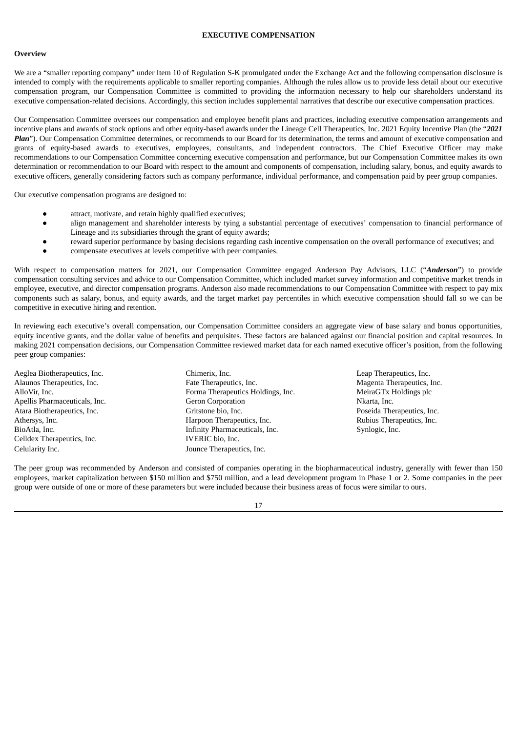# EXECUTIVE COMPENSATION

## Overview

We are a "smaller reporting company" under Item 10 of Regulation S-K promulgated under the Exchange Act and the following compensation disclosure is intended to comply with the requirements applicable to smaller reporting companies. Although the rules allow us to provide less detail about our executive compensation program, our Compensation Committee is committed to providing the information necessary to help our shareholders understand its executive compensation-related decisions. Accordingly, this section includes supplemental narratives that describe our executive compensation practices.

Our Compensation Committee oversees our compensation and employee benefit plans and practices, including executive compensation arrangements and incentive plans and awards of stock options and other equity-based awards under the Lineage Cell Therapeutics, Inc. 2021 Equity Incentive Plan (the "***2021 Plan***"). Our Compensation Committee determines, or recommends to our Board for its determination, the terms and amount of executive compensation and grants of equity-based awards to executives, employees, consultants, and independent contractors. The Chief Executive Officer may make recommendations to our Compensation Committee concerning executive compensation and performance, but our Compensation Committee makes its own determination or recommendation to our Board with respect to the amount and components of compensation, including salary, bonus, and equity awards to executive officers, generally considering factors such as company performance, individual performance, and compensation paid by peer group companies.

Our executive compensation programs are designed to:

- attract, motivate, and retain highly qualified executives;
- align management and shareholder interests by tying a substantial percentage of executives' compensation to financial performance of Lineage and its subsidiaries through the grant of equity awards;
- reward superior performance by basing decisions regarding cash incentive compensation on the overall performance of executives; and
- compensate executives at levels competitive with peer companies.

With respect to compensation matters for 2021, our Compensation Committee engaged Anderson Pay Advisors, LLC ("***Anderson***") to provide compensation consulting services and advice to our Compensation Committee, which included market survey information and competitive market trends in employee, executive, and director compensation programs. Anderson also made recommendations to our Compensation Committee with respect to pay mix components such as salary, bonus, and equity awards, and the target market pay percentiles in which executive compensation should fall so we can be competitive in executive hiring and retention.

In reviewing each executive's overall compensation, our Compensation Committee considers an aggregate view of base salary and bonus opportunities, equity incentive grants, and the dollar value of benefits and perquisites. These factors are balanced against our financial position and capital resources. In making 2021 compensation decisions, our Compensation Committee reviewed market data for each named executive officer's position, from the following peer group companies:

Aeglea Biotherapeutics, Inc.
Alaunos Therapeutics, Inc.
AlloVir, Inc.
Apellis Pharmaceuticals, Inc.
Atara Biotherapeutics, Inc.
Athersys, Inc.
BioAtla, Inc.
Celldex Therapeutics, Inc.
Celularity Inc.
Chimerix, Inc.
Fate Therapeutics, Inc.
Forma Therapeutics Holdings, Inc.
Geron Corporation
Gritstone bio, Inc.
Harpoon Therapeutics, Inc.
Infinity Pharmaceuticals, Inc.
IVERIC bio, Inc.
Jounce Therapeutics, Inc.
Leap Therapeutics, Inc.
Magenta Therapeutics, Inc.
MeiraGTx Holdings plc
Nkarta, Inc.
Poseida Therapeutics, Inc.
Rubius Therapeutics, Inc.
Synlogic, Inc.

The peer group was recommended by Anderson and consisted of companies operating in the biopharmaceutical industry, generally with fewer than 150 employees, market capitalization between \$150 million and \$750 million, and a lead development program in Phase 1 or 2. Some companies in the peer group were outside of one or more of these parameters but were included because their business areas of focus were similar to ours.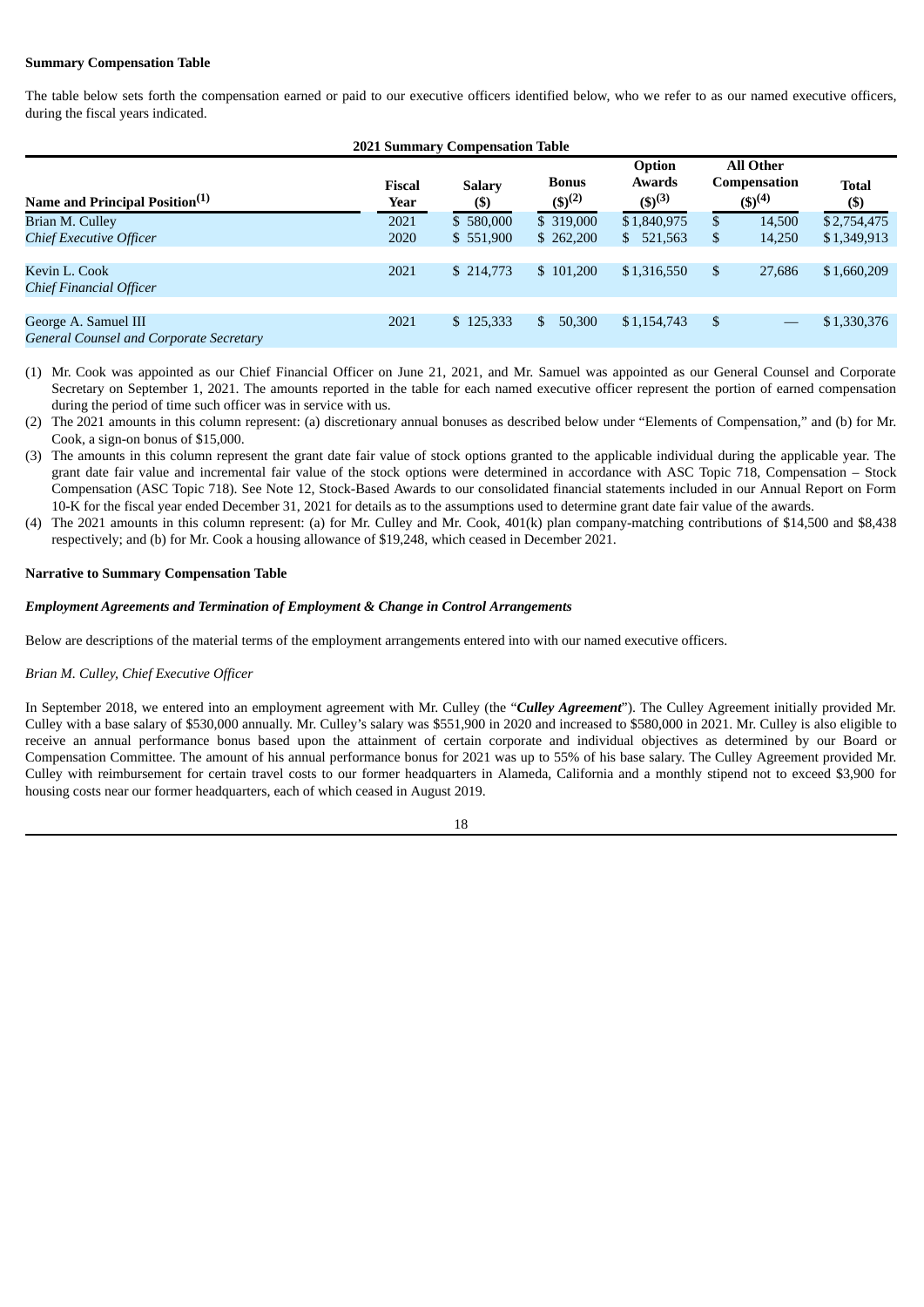**Summary Compensation Table**

The table below sets forth the compensation earned or paid to our executive officers identified below, who we refer to as our named executive officers, during the fiscal years indicated.

**2021 Summary Compensation Table**

| Name and Principal Position[(1)] | Fiscal Year | Salary ($) | Bonus ($)[(2)] | Option Awards ($)[(3)] | All Other Compensation ($)[(4)] | Total ($) |
|---|---|---|---|---|---|---|
| Brian M. Culley | 2021 | $ 580,000 | $ 319,000 | $1,840,975 | $ 14,500 | $2,754,475 |
| *Chief Executive Officer* | 2020 | $ 551,900 | $ 262,200 | $ 521,563 | $ 14,250 | $1,349,913 |
| Kevin L. Cook<br>*Chief Financial Officer* | 2021 | $ 214,773 | $ 101,200 | $1,316,550 | $ 27,686 | $1,660,209 |
| George A. Samuel III<br>*General Counsel and Corporate Secretary* | 2021 | $ 125,333 | $ 50,300 | $1,154,743 | $ — | $1,330,376 |

(1) Mr. Cook was appointed as our Chief Financial Officer on June 21, 2021, and Mr. Samuel was appointed as our General Counsel and Corporate Secretary on September 1, 2021. The amounts reported in the table for each named executive officer represent the portion of earned compensation during the period of time such officer was in service with us.

(2) The 2021 amounts in this column represent: (a) discretionary annual bonuses as described below under "Elements of Compensation," and (b) for Mr. Cook, a sign-on bonus of $15,000.

(3) The amounts in this column represent the grant date fair value of stock options granted to the applicable individual during the applicable year. The grant date fair value and incremental fair value of the stock options were determined in accordance with ASC Topic 718, Compensation – Stock Compensation (ASC Topic 718). See Note 12, Stock-Based Awards to our consolidated financial statements included in our Annual Report on Form 10-K for the fiscal year ended December 31, 2021 for details as to the assumptions used to determine grant date fair value of the awards.

(4) The 2021 amounts in this column represent: (a) for Mr. Culley and Mr. Cook, 401(k) plan company-matching contributions of $14,500 and $8,438 respectively; and (b) for Mr. Cook a housing allowance of $19,248, which ceased in December 2021.

**Narrative to Summary Compensation Table**

***Employment Agreements and Termination of Employment & Change in Control Arrangements***

Below are descriptions of the material terms of the employment arrangements entered into with our named executive officers.

*Brian M. Culley, Chief Executive Officer*

In September 2018, we entered into an employment agreement with Mr. Culley (the "***Culley Agreement***"). The Culley Agreement initially provided Mr. Culley with a base salary of $530,000 annually. Mr. Culley's salary was $551,900 in 2020 and increased to $580,000 in 2021. Mr. Culley is also eligible to receive an annual performance bonus based upon the attainment of certain corporate and individual objectives as determined by our Board or Compensation Committee. The amount of his annual performance bonus for 2021 was up to 55% of his base salary. The Culley Agreement provided Mr. Culley with reimbursement for certain travel costs to our former headquarters in Alameda, California and a monthly stipend not to exceed $3,900 for housing costs near our former headquarters, each of which ceased in August 2019.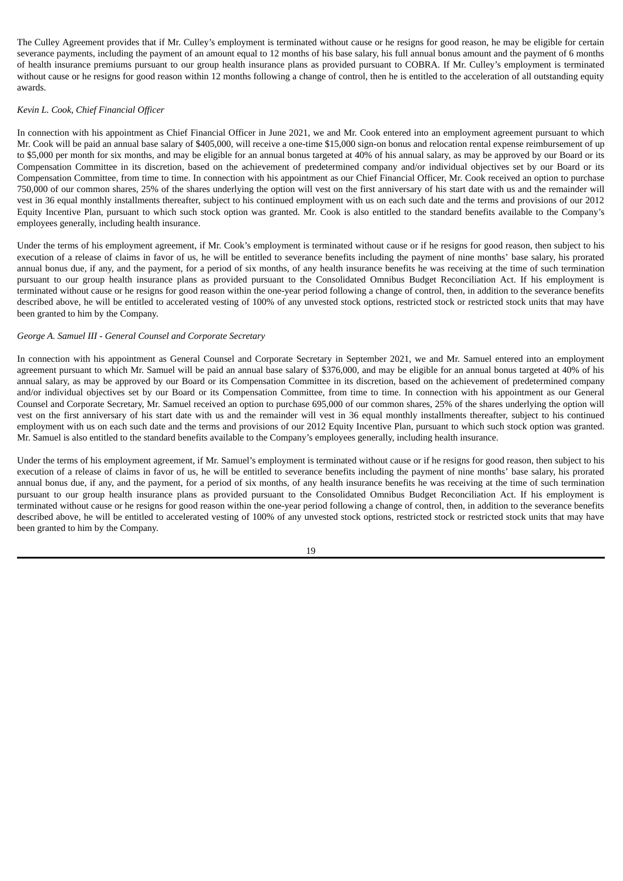The Culley Agreement provides that if Mr. Culley's employment is terminated without cause or he resigns for good reason, he may be eligible for certain severance payments, including the payment of an amount equal to 12 months of his base salary, his full annual bonus amount and the payment of 6 months of health insurance premiums pursuant to our group health insurance plans as provided pursuant to COBRA. If Mr. Culley's employment is terminated without cause or he resigns for good reason within 12 months following a change of control, then he is entitled to the acceleration of all outstanding equity awards.

*Kevin L. Cook, Chief Financial Officer*

In connection with his appointment as Chief Financial Officer in June 2021, we and Mr. Cook entered into an employment agreement pursuant to which Mr. Cook will be paid an annual base salary of $405,000, will receive a one-time $15,000 sign-on bonus and relocation rental expense reimbursement of up to $5,000 per month for six months, and may be eligible for an annual bonus targeted at 40% of his annual salary, as may be approved by our Board or its Compensation Committee in its discretion, based on the achievement of predetermined company and/or individual objectives set by our Board or its Compensation Committee, from time to time. In connection with his appointment as our Chief Financial Officer, Mr. Cook received an option to purchase 750,000 of our common shares, 25% of the shares underlying the option will vest on the first anniversary of his start date with us and the remainder will vest in 36 equal monthly installments thereafter, subject to his continued employment with us on each such date and the terms and provisions of our 2012 Equity Incentive Plan, pursuant to which such stock option was granted. Mr. Cook is also entitled to the standard benefits available to the Company's employees generally, including health insurance.

Under the terms of his employment agreement, if Mr. Cook's employment is terminated without cause or if he resigns for good reason, then subject to his execution of a release of claims in favor of us, he will be entitled to severance benefits including the payment of nine months' base salary, his prorated annual bonus due, if any, and the payment, for a period of six months, of any health insurance benefits he was receiving at the time of such termination pursuant to our group health insurance plans as provided pursuant to the Consolidated Omnibus Budget Reconciliation Act. If his employment is terminated without cause or he resigns for good reason within the one-year period following a change of control, then, in addition to the severance benefits described above, he will be entitled to accelerated vesting of 100% of any unvested stock options, restricted stock or restricted stock units that may have been granted to him by the Company.

*George A. Samuel III - General Counsel and Corporate Secretary*

In connection with his appointment as General Counsel and Corporate Secretary in September 2021, we and Mr. Samuel entered into an employment agreement pursuant to which Mr. Samuel will be paid an annual base salary of $376,000, and may be eligible for an annual bonus targeted at 40% of his annual salary, as may be approved by our Board or its Compensation Committee in its discretion, based on the achievement of predetermined company and/or individual objectives set by our Board or its Compensation Committee, from time to time. In connection with his appointment as our General Counsel and Corporate Secretary, Mr. Samuel received an option to purchase 695,000 of our common shares, 25% of the shares underlying the option will vest on the first anniversary of his start date with us and the remainder will vest in 36 equal monthly installments thereafter, subject to his continued employment with us on each such date and the terms and provisions of our 2012 Equity Incentive Plan, pursuant to which such stock option was granted. Mr. Samuel is also entitled to the standard benefits available to the Company's employees generally, including health insurance.

Under the terms of his employment agreement, if Mr. Samuel's employment is terminated without cause or if he resigns for good reason, then subject to his execution of a release of claims in favor of us, he will be entitled to severance benefits including the payment of nine months' base salary, his prorated annual bonus due, if any, and the payment, for a period of six months, of any health insurance benefits he was receiving at the time of such termination pursuant to our group health insurance plans as provided pursuant to the Consolidated Omnibus Budget Reconciliation Act. If his employment is terminated without cause or he resigns for good reason within the one-year period following a change of control, then, in addition to the severance benefits described above, he will be entitled to accelerated vesting of 100% of any unvested stock options, restricted stock or restricted stock units that may have been granted to him by the Company.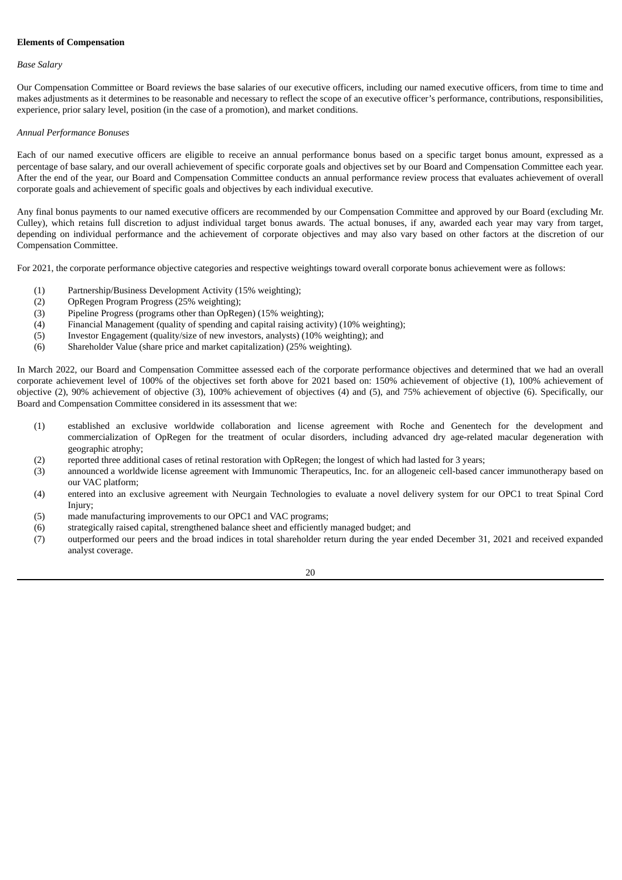**Elements of Compensation**

*Base Salary*

Our Compensation Committee or Board reviews the base salaries of our executive officers, including our named executive officers, from time to time and makes adjustments as it determines to be reasonable and necessary to reflect the scope of an executive officer's performance, contributions, responsibilities, experience, prior salary level, position (in the case of a promotion), and market conditions.

*Annual Performance Bonuses*

Each of our named executive officers are eligible to receive an annual performance bonus based on a specific target bonus amount, expressed as a percentage of base salary, and our overall achievement of specific corporate goals and objectives set by our Board and Compensation Committee each year. After the end of the year, our Board and Compensation Committee conducts an annual performance review process that evaluates achievement of overall corporate goals and achievement of specific goals and objectives by each individual executive.

Any final bonus payments to our named executive officers are recommended by our Compensation Committee and approved by our Board (excluding Mr. Culley), which retains full discretion to adjust individual target bonus awards. The actual bonuses, if any, awarded each year may vary from target, depending on individual performance and the achievement of corporate objectives and may also vary based on other factors at the discretion of our Compensation Committee.

For 2021, the corporate performance objective categories and respective weightings toward overall corporate bonus achievement were as follows:

(1) Partnership/Business Development Activity (15% weighting);
(2) OpRegen Program Progress (25% weighting);
(3) Pipeline Progress (programs other than OpRegen) (15% weighting);
(4) Financial Management (quality of spending and capital raising activity) (10% weighting);
(5) Investor Engagement (quality/size of new investors, analysts) (10% weighting); and
(6) Shareholder Value (share price and market capitalization) (25% weighting).

In March 2022, our Board and Compensation Committee assessed each of the corporate performance objectives and determined that we had an overall corporate achievement level of 100% of the objectives set forth above for 2021 based on: 150% achievement of objective (1), 100% achievement of objective (2), 90% achievement of objective (3), 100% achievement of objectives (4) and (5), and 75% achievement of objective (6). Specifically, our Board and Compensation Committee considered in its assessment that we:

(1) established an exclusive worldwide collaboration and license agreement with Roche and Genentech for the development and commercialization of OpRegen for the treatment of ocular disorders, including advanced dry age-related macular degeneration with geographic atrophy;
(2) reported three additional cases of retinal restoration with OpRegen; the longest of which had lasted for 3 years;
(3) announced a worldwide license agreement with Immunomic Therapeutics, Inc. for an allogeneic cell-based cancer immunotherapy based on our VAC platform;
(4) entered into an exclusive agreement with Neurgain Technologies to evaluate a novel delivery system for our OPC1 to treat Spinal Cord Injury;
(5) made manufacturing improvements to our OPC1 and VAC programs;
(6) strategically raised capital, strengthened balance sheet and efficiently managed budget; and
(7) outperformed our peers and the broad indices in total shareholder return during the year ended December 31, 2021 and received expanded analyst coverage.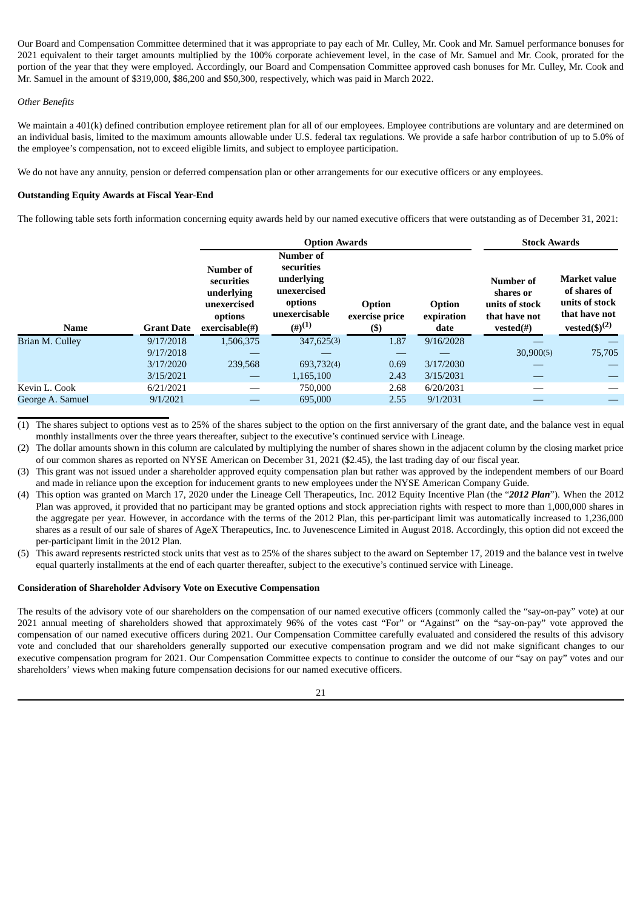Our Board and Compensation Committee determined that it was appropriate to pay each of Mr. Culley, Mr. Cook and Mr. Samuel performance bonuses for 2021 equivalent to their target amounts multiplied by the 100% corporate achievement level, in the case of Mr. Samuel and Mr. Cook, prorated for the portion of the year that they were employed. Accordingly, our Board and Compensation Committee approved cash bonuses for Mr. Culley, Mr. Cook and Mr. Samuel in the amount of $319,000, $86,200 and $50,300, respectively, which was paid in March 2022.

*Other Benefits*

We maintain a 401(k) defined contribution employee retirement plan for all of our employees. Employee contributions are voluntary and are determined on an individual basis, limited to the maximum amounts allowable under U.S. federal tax regulations. We provide a safe harbor contribution of up to 5.0% of the employee's compensation, not to exceed eligible limits, and subject to employee participation.

We do not have any annuity, pension or deferred compensation plan or other arrangements for our executive officers or any employees.

**Outstanding Equity Awards at Fiscal Year-End**

The following table sets forth information concerning equity awards held by our named executive officers that were outstanding as of December 31, 2021:

| | | Option Awards | | | | Stock Awards | |
|---|---|---|---|---|---|---|---|
| **Name** | **Grant Date** | **Number of securities underlying unexercised options exercisable(#)** | **Number of securities underlying unexercised options unexercisable (#)(1)** | **Option exercise price ($)** | **Option expiration date** | **Number of shares or units of stock that have not vested(#)** | **Market value of shares of units of stock that have not vested($)(2)** |
| Brian M. Culley | 9/17/2018 | 1,506,375 | 347,625(3) | 1.87 | 9/16/2028 | — | — |
| | 9/17/2018 | — | — | — | — | 30,900(5) | 75,705 |
| | 3/17/2020 | 239,568 | 693,732(4) | 0.69 | 3/17/2030 | — | — |
| | 3/15/2021 | — | 1,165,100 | 2.43 | 3/15/2031 | — | — |
| Kevin L. Cook | 6/21/2021 | — | 750,000 | 2.68 | 6/20/2031 | — | — |
| George A. Samuel | 9/1/2021 | — | 695,000 | 2.55 | 9/1/2031 | — | — |

(1) The shares subject to options vest as to 25% of the shares subject to the option on the first anniversary of the grant date, and the balance vest in equal monthly installments over the three years thereafter, subject to the executive's continued service with Lineage.

(2) The dollar amounts shown in this column are calculated by multiplying the number of shares shown in the adjacent column by the closing market price of our common shares as reported on NYSE American on December 31, 2021 ($2.45), the last trading day of our fiscal year.

(3) This grant was not issued under a shareholder approved equity compensation plan but rather was approved by the independent members of our Board and made in reliance upon the exception for inducement grants to new employees under the NYSE American Company Guide.

(4) This option was granted on March 17, 2020 under the Lineage Cell Therapeutics, Inc. 2012 Equity Incentive Plan (the "***2012 Plan***"). When the 2012 Plan was approved, it provided that no participant may be granted options and stock appreciation rights with respect to more than 1,000,000 shares in the aggregate per year. However, in accordance with the terms of the 2012 Plan, this per-participant limit was automatically increased to 1,236,000 shares as a result of our sale of shares of AgeX Therapeutics, Inc. to Juvenescence Limited in August 2018. Accordingly, this option did not exceed the per-participant limit in the 2012 Plan.

(5) This award represents restricted stock units that vest as to 25% of the shares subject to the award on September 17, 2019 and the balance vest in twelve equal quarterly installments at the end of each quarter thereafter, subject to the executive's continued service with Lineage.

**Consideration of Shareholder Advisory Vote on Executive Compensation**

The results of the advisory vote of our shareholders on the compensation of our named executive officers (commonly called the "say-on-pay" vote) at our 2021 annual meeting of shareholders showed that approximately 96% of the votes cast "For" or "Against" on the "say-on-pay" vote approved the compensation of our named executive officers during 2021. Our Compensation Committee carefully evaluated and considered the results of this advisory vote and concluded that our shareholders generally supported our executive compensation program and we did not make significant changes to our executive compensation program for 2021. Our Compensation Committee expects to continue to consider the outcome of our "say on pay" votes and our shareholders' views when making future compensation decisions for our named executive officers.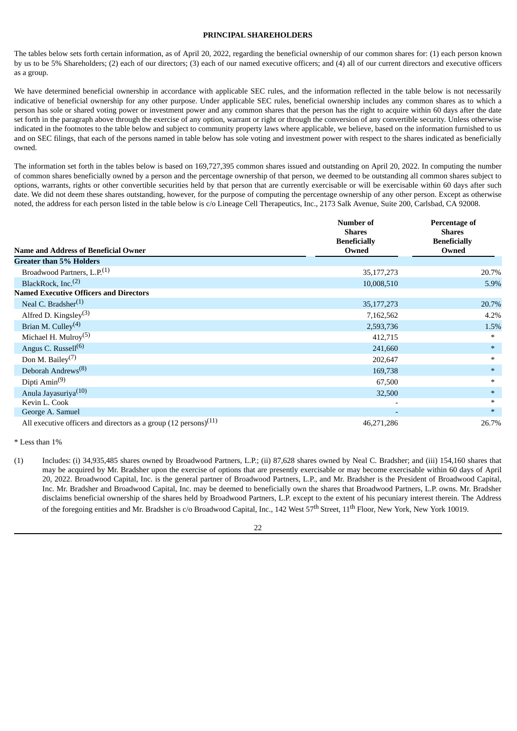## PRINCIPAL SHAREHOLDERS

The tables below sets forth certain information, as of April 20, 2022, regarding the beneficial ownership of our common shares for: (1) each person known by us to be 5% Shareholders; (2) each of our directors; (3) each of our named executive officers; and (4) all of our current directors and executive officers as a group.

We have determined beneficial ownership in accordance with applicable SEC rules, and the information reflected in the table below is not necessarily indicative of beneficial ownership for any other purpose. Under applicable SEC rules, beneficial ownership includes any common shares as to which a person has sole or shared voting power or investment power and any common shares that the person has the right to acquire within 60 days after the date set forth in the paragraph above through the exercise of any option, warrant or right or through the conversion of any convertible security. Unless otherwise indicated in the footnotes to the table below and subject to community property laws where applicable, we believe, based on the information furnished to us and on SEC filings, that each of the persons named in table below has sole voting and investment power with respect to the shares indicated as beneficially owned.

The information set forth in the tables below is based on 169,727,395 common shares issued and outstanding on April 20, 2022. In computing the number of common shares beneficially owned by a person and the percentage ownership of that person, we deemed to be outstanding all common shares subject to options, warrants, rights or other convertible securities held by that person that are currently exercisable or will be exercisable within 60 days after such date. We did not deem these shares outstanding, however, for the purpose of computing the percentage ownership of any other person. Except as otherwise noted, the address for each person listed in the table below is c/o Lineage Cell Therapeutics, Inc., 2173 Salk Avenue, Suite 200, Carlsbad, CA 92008.

| Name and Address of Beneficial Owner | Number of Shares Beneficially Owned | Percentage of Shares Beneficially Owned |
|---|---|---|
| **Greater than 5% Holders** | | |
| Broadwood Partners, L.P.(1) | 35,177,273 | 20.7% |
| BlackRock, Inc.(2) | 10,008,510 | 5.9% |
| **Named Executive Officers and Directors** | | |
| Neal C. Bradsher(1) | 35,177,273 | 20.7% |
| Alfred D. Kingsley(3) | 7,162,562 | 4.2% |
| Brian M. Culley(4) | 2,593,736 | 1.5% |
| Michael H. Mulroy(5) | 412,715 | * |
| Angus C. Russell(6) | 241,660 | * |
| Don M. Bailey(7) | 202,647 | * |
| Deborah Andrews(8) | 169,738 | * |
| Dipti Amin(9) | 67,500 | * |
| Anula Jayasuriya(10) | 32,500 | * |
| Kevin L. Cook | - | * |
| George A. Samuel | - | * |
| All executive officers and directors as a group (12 persons)(11) | 46,271,286 | 26.7% |

* Less than 1%

(1) Includes: (i) 34,935,485 shares owned by Broadwood Partners, L.P.; (ii) 87,628 shares owned by Neal C. Bradsher; and (iii) 154,160 shares that may be acquired by Mr. Bradsher upon the exercise of options that are presently exercisable or may become exercisable within 60 days of April 20, 2022. Broadwood Capital, Inc. is the general partner of Broadwood Partners, L.P., and Mr. Bradsher is the President of Broadwood Capital, Inc. Mr. Bradsher and Broadwood Capital, Inc. may be deemed to beneficially own the shares that Broadwood Partners, L.P. owns. Mr. Bradsher disclaims beneficial ownership of the shares held by Broadwood Partners, L.P. except to the extent of his pecuniary interest therein. The Address of the foregoing entities and Mr. Bradsher is c/o Broadwood Capital, Inc., 142 West 57th Street, 11th Floor, New York, New York 10019.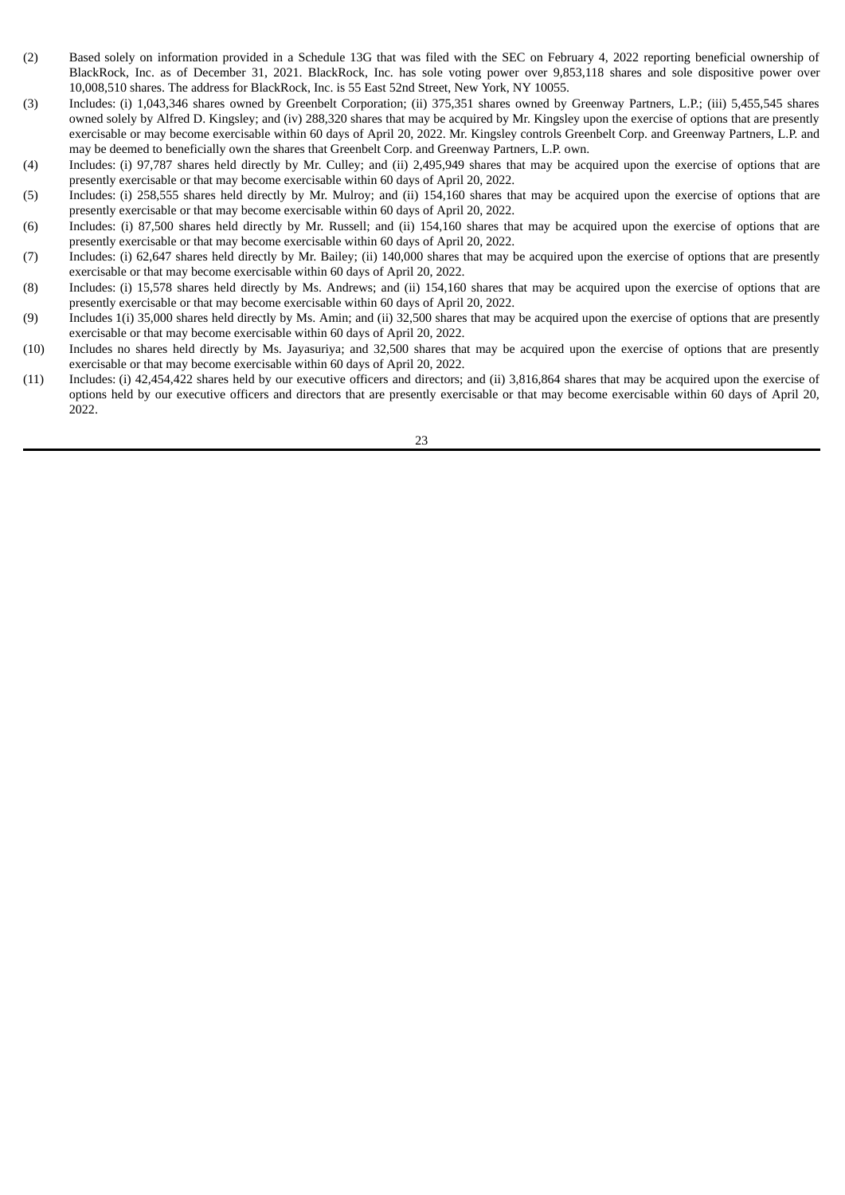(2) Based solely on information provided in a Schedule 13G that was filed with the SEC on February 4, 2022 reporting beneficial ownership of BlackRock, Inc. as of December 31, 2021. BlackRock, Inc. has sole voting power over 9,853,118 shares and sole dispositive power over 10,008,510 shares. The address for BlackRock, Inc. is 55 East 52nd Street, New York, NY 10055.

(3) Includes: (i) 1,043,346 shares owned by Greenbelt Corporation; (ii) 375,351 shares owned by Greenway Partners, L.P.; (iii) 5,455,545 shares owned solely by Alfred D. Kingsley; and (iv) 288,320 shares that may be acquired by Mr. Kingsley upon the exercise of options that are presently exercisable or may become exercisable within 60 days of April 20, 2022. Mr. Kingsley controls Greenbelt Corp. and Greenway Partners, L.P. and may be deemed to beneficially own the shares that Greenbelt Corp. and Greenway Partners, L.P. own.

(4) Includes: (i) 97,787 shares held directly by Mr. Culley; and (ii) 2,495,949 shares that may be acquired upon the exercise of options that are presently exercisable or that may become exercisable within 60 days of April 20, 2022.

(5) Includes: (i) 258,555 shares held directly by Mr. Mulroy; and (ii) 154,160 shares that may be acquired upon the exercise of options that are presently exercisable or that may become exercisable within 60 days of April 20, 2022.

(6) Includes: (i) 87,500 shares held directly by Mr. Russell; and (ii) 154,160 shares that may be acquired upon the exercise of options that are presently exercisable or that may become exercisable within 60 days of April 20, 2022.

(7) Includes: (i) 62,647 shares held directly by Mr. Bailey; (ii) 140,000 shares that may be acquired upon the exercise of options that are presently exercisable or that may become exercisable within 60 days of April 20, 2022.

(8) Includes: (i) 15,578 shares held directly by Ms. Andrews; and (ii) 154,160 shares that may be acquired upon the exercise of options that are presently exercisable or that may become exercisable within 60 days of April 20, 2022.

(9) Includes 1(i) 35,000 shares held directly by Ms. Amin; and (ii) 32,500 shares that may be acquired upon the exercise of options that are presently exercisable or that may become exercisable within 60 days of April 20, 2022.

(10) Includes no shares held directly by Ms. Jayasuriya; and 32,500 shares that may be acquired upon the exercise of options that are presently exercisable or that may become exercisable within 60 days of April 20, 2022.

(11) Includes: (i) 42,454,422 shares held by our executive officers and directors; and (ii) 3,816,864 shares that may be acquired upon the exercise of options held by our executive officers and directors that are presently exercisable or that may become exercisable within 60 days of April 20, 2022.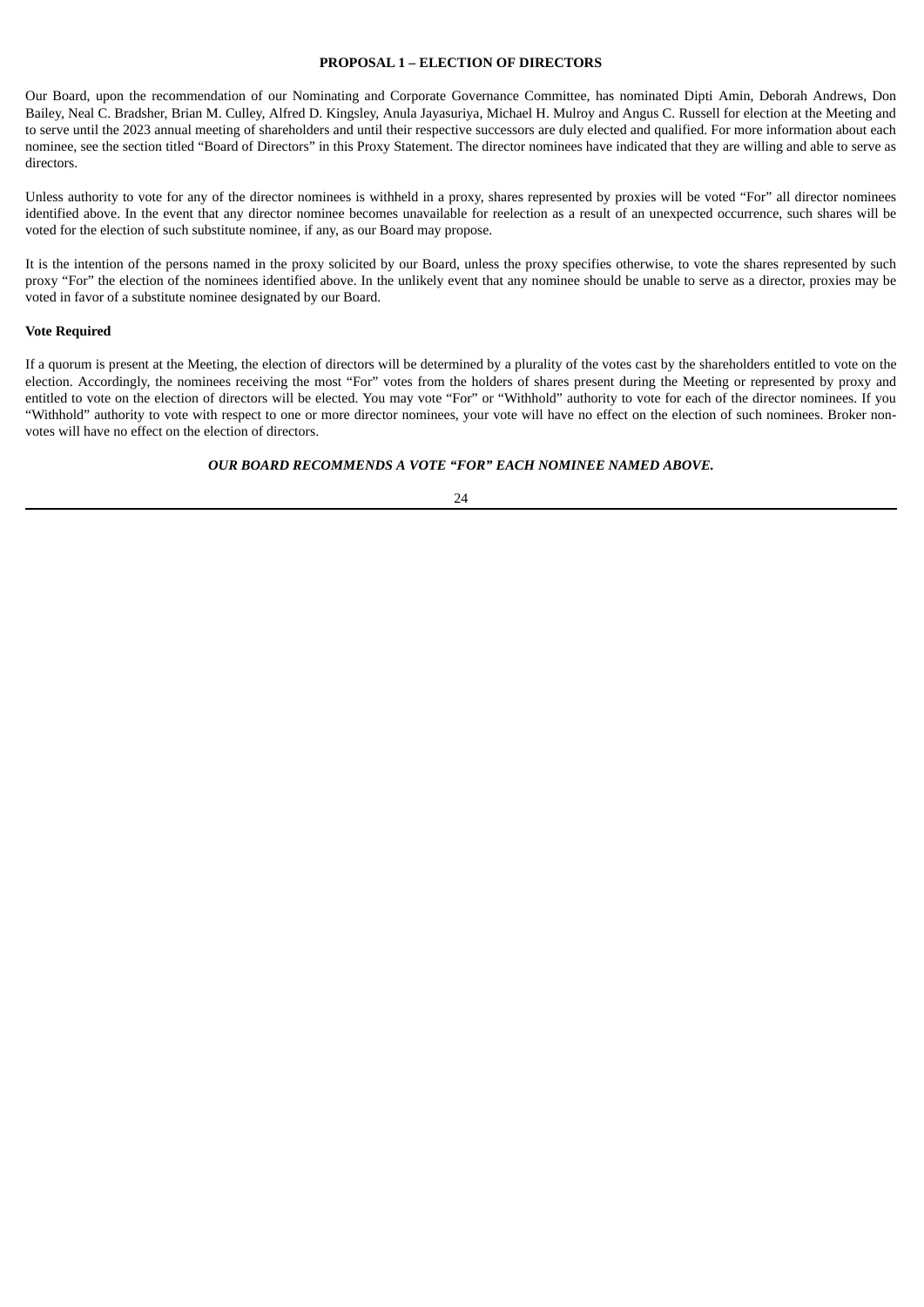## PROPOSAL 1 – ELECTION OF DIRECTORS

Our Board, upon the recommendation of our Nominating and Corporate Governance Committee, has nominated Dipti Amin, Deborah Andrews, Don Bailey, Neal C. Bradsher, Brian M. Culley, Alfred D. Kingsley, Anula Jayasuriya, Michael H. Mulroy and Angus C. Russell for election at the Meeting and to serve until the 2023 annual meeting of shareholders and until their respective successors are duly elected and qualified. For more information about each nominee, see the section titled "Board of Directors" in this Proxy Statement. The director nominees have indicated that they are willing and able to serve as directors.

Unless authority to vote for any of the director nominees is withheld in a proxy, shares represented by proxies will be voted "For" all director nominees identified above. In the event that any director nominee becomes unavailable for reelection as a result of an unexpected occurrence, such shares will be voted for the election of such substitute nominee, if any, as our Board may propose.

It is the intention of the persons named in the proxy solicited by our Board, unless the proxy specifies otherwise, to vote the shares represented by such proxy "For" the election of the nominees identified above. In the unlikely event that any nominee should be unable to serve as a director, proxies may be voted in favor of a substitute nominee designated by our Board.

**Vote Required**

If a quorum is present at the Meeting, the election of directors will be determined by a plurality of the votes cast by the shareholders entitled to vote on the election. Accordingly, the nominees receiving the most "For" votes from the holders of shares present during the Meeting or represented by proxy and entitled to vote on the election of directors will be elected. You may vote "For" or "Withhold" authority to vote for each of the director nominees. If you "Withhold" authority to vote with respect to one or more director nominees, your vote will have no effect on the election of such nominees. Broker non-votes will have no effect on the election of directors.

***OUR BOARD RECOMMENDS A VOTE "FOR" EACH NOMINEE NAMED ABOVE.***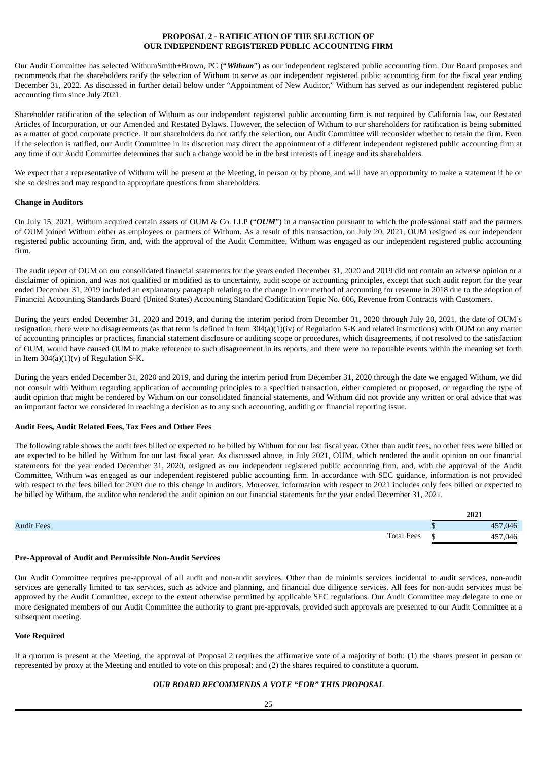# PROPOSAL 2 - RATIFICATION OF THE SELECTION OF OUR INDEPENDENT REGISTERED PUBLIC ACCOUNTING FIRM

Our Audit Committee has selected WithumSmith+Brown, PC ("***Withum***") as our independent registered public accounting firm. Our Board proposes and recommends that the shareholders ratify the selection of Withum to serve as our independent registered public accounting firm for the fiscal year ending December 31, 2022. As discussed in further detail below under "Appointment of New Auditor," Withum has served as our independent registered public accounting firm since July 2021.

Shareholder ratification of the selection of Withum as our independent registered public accounting firm is not required by California law, our Restated Articles of Incorporation, or our Amended and Restated Bylaws. However, the selection of Withum to our shareholders for ratification is being submitted as a matter of good corporate practice. If our shareholders do not ratify the selection, our Audit Committee will reconsider whether to retain the firm. Even if the selection is ratified, our Audit Committee in its discretion may direct the appointment of a different independent registered public accounting firm at any time if our Audit Committee determines that such a change would be in the best interests of Lineage and its shareholders.

We expect that a representative of Withum will be present at the Meeting, in person or by phone, and will have an opportunity to make a statement if he or she so desires and may respond to appropriate questions from shareholders.

**Change in Auditors**

On July 15, 2021, Withum acquired certain assets of OUM & Co. LLP ("***OUM***") in a transaction pursuant to which the professional staff and the partners of OUM joined Withum either as employees or partners of Withum. As a result of this transaction, on July 20, 2021, OUM resigned as our independent registered public accounting firm, and, with the approval of the Audit Committee, Withum was engaged as our independent registered public accounting firm.

The audit report of OUM on our consolidated financial statements for the years ended December 31, 2020 and 2019 did not contain an adverse opinion or a disclaimer of opinion, and was not qualified or modified as to uncertainty, audit scope or accounting principles, except that such audit report for the year ended December 31, 2019 included an explanatory paragraph relating to the change in our method of accounting for revenue in 2018 due to the adoption of Financial Accounting Standards Board (United States) Accounting Standard Codification Topic No. 606, Revenue from Contracts with Customers.

During the years ended December 31, 2020 and 2019, and during the interim period from December 31, 2020 through July 20, 2021, the date of OUM's resignation, there were no disagreements (as that term is defined in Item 304(a)(1)(iv) of Regulation S-K and related instructions) with OUM on any matter of accounting principles or practices, financial statement disclosure or auditing scope or procedures, which disagreements, if not resolved to the satisfaction of OUM, would have caused OUM to make reference to such disagreement in its reports, and there were no reportable events within the meaning set forth in Item 304(a)(1)(v) of Regulation S-K.

During the years ended December 31, 2020 and 2019, and during the interim period from December 31, 2020 through the date we engaged Withum, we did not consult with Withum regarding application of accounting principles to a specified transaction, either completed or proposed, or regarding the type of audit opinion that might be rendered by Withum on our consolidated financial statements, and Withum did not provide any written or oral advice that was an important factor we considered in reaching a decision as to any such accounting, auditing or financial reporting issue.

**Audit Fees, Audit Related Fees, Tax Fees and Other Fees**

The following table shows the audit fees billed or expected to be billed by Withum for our last fiscal year. Other than audit fees, no other fees were billed or are expected to be billed by Withum for our last fiscal year. As discussed above, in July 2021, OUM, which rendered the audit opinion on our financial statements for the year ended December 31, 2020, resigned as our independent registered public accounting firm, and, with the approval of the Audit Committee, Withum was engaged as our independent registered public accounting firm. In accordance with SEC guidance, information is not provided with respect to the fees billed for 2020 due to this change in auditors. Moreover, information with respect to 2021 includes only fees billed or expected to be billed by Withum, the auditor who rendered the audit opinion on our financial statements for the year ended December 31, 2021.

| | 2021 |
|---|---|
| Audit Fees | $ 457,046 |
| Total Fees | $ 457,046 |

**Pre-Approval of Audit and Permissible Non-Audit Services**

Our Audit Committee requires pre-approval of all audit and non-audit services. Other than de minimis services incidental to audit services, non-audit services are generally limited to tax services, such as advice and planning, and financial due diligence services. All fees for non-audit services must be approved by the Audit Committee, except to the extent otherwise permitted by applicable SEC regulations. Our Audit Committee may delegate to one or more designated members of our Audit Committee the authority to grant pre-approvals, provided such approvals are presented to our Audit Committee at a subsequent meeting.

**Vote Required**

If a quorum is present at the Meeting, the approval of Proposal 2 requires the affirmative vote of a majority of both: (1) the shares present in person or represented by proxy at the Meeting and entitled to vote on this proposal; and (2) the shares required to constitute a quorum.

***OUR BOARD RECOMMENDS A VOTE "FOR" THIS PROPOSAL***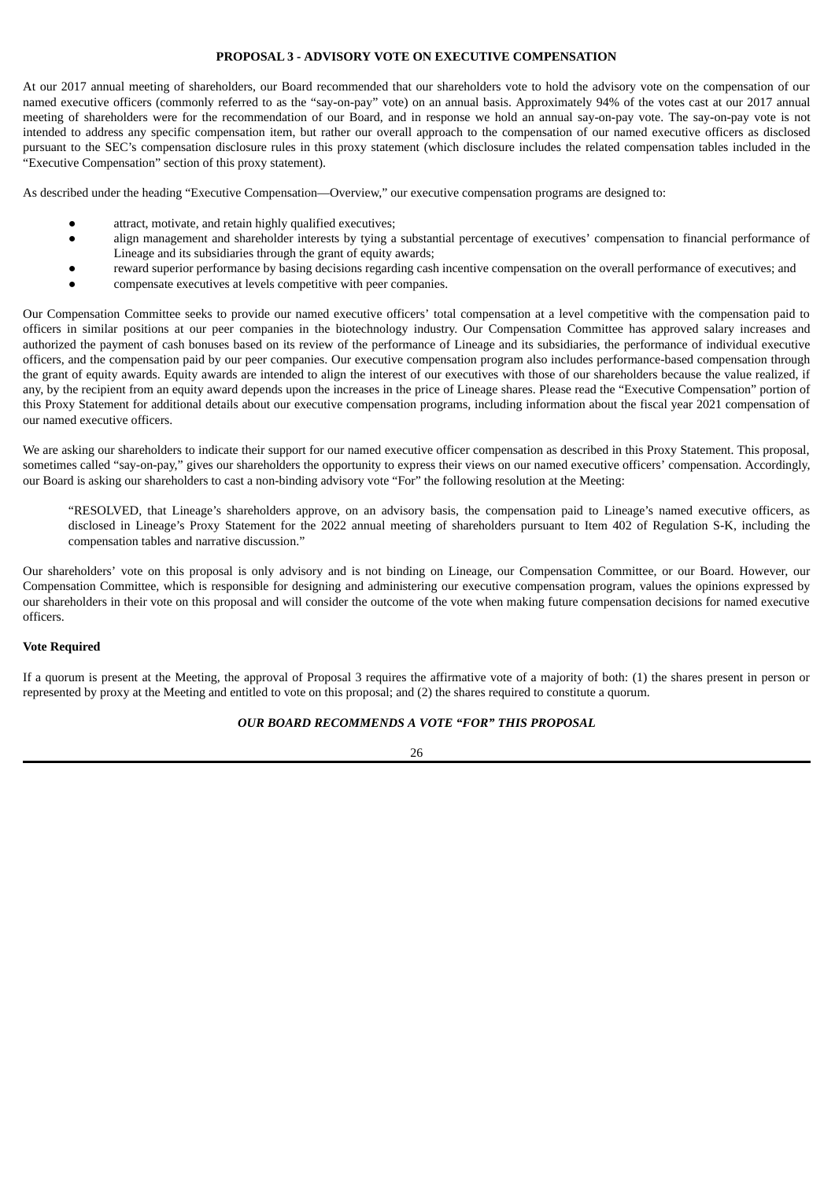## PROPOSAL 3 - ADVISORY VOTE ON EXECUTIVE COMPENSATION

At our 2017 annual meeting of shareholders, our Board recommended that our shareholders vote to hold the advisory vote on the compensation of our named executive officers (commonly referred to as the "say-on-pay" vote) on an annual basis. Approximately 94% of the votes cast at our 2017 annual meeting of shareholders were for the recommendation of our Board, and in response we hold an annual say-on-pay vote. The say-on-pay vote is not intended to address any specific compensation item, but rather our overall approach to the compensation of our named executive officers as disclosed pursuant to the SEC's compensation disclosure rules in this proxy statement (which disclosure includes the related compensation tables included in the "Executive Compensation" section of this proxy statement).

As described under the heading "Executive Compensation—Overview," our executive compensation programs are designed to:

- attract, motivate, and retain highly qualified executives;
- align management and shareholder interests by tying a substantial percentage of executives' compensation to financial performance of Lineage and its subsidiaries through the grant of equity awards;
- reward superior performance by basing decisions regarding cash incentive compensation on the overall performance of executives; and
- compensate executives at levels competitive with peer companies.

Our Compensation Committee seeks to provide our named executive officers' total compensation at a level competitive with the compensation paid to officers in similar positions at our peer companies in the biotechnology industry. Our Compensation Committee has approved salary increases and authorized the payment of cash bonuses based on its review of the performance of Lineage and its subsidiaries, the performance of individual executive officers, and the compensation paid by our peer companies. Our executive compensation program also includes performance-based compensation through the grant of equity awards. Equity awards are intended to align the interest of our executives with those of our shareholders because the value realized, if any, by the recipient from an equity award depends upon the increases in the price of Lineage shares. Please read the "Executive Compensation" portion of this Proxy Statement for additional details about our executive compensation programs, including information about the fiscal year 2021 compensation of our named executive officers.

We are asking our shareholders to indicate their support for our named executive officer compensation as described in this Proxy Statement. This proposal, sometimes called "say-on-pay," gives our shareholders the opportunity to express their views on our named executive officers' compensation. Accordingly, our Board is asking our shareholders to cast a non-binding advisory vote "For" the following resolution at the Meeting:

> "RESOLVED, that Lineage's shareholders approve, on an advisory basis, the compensation paid to Lineage's named executive officers, as disclosed in Lineage's Proxy Statement for the 2022 annual meeting of shareholders pursuant to Item 402 of Regulation S-K, including the compensation tables and narrative discussion."

Our shareholders' vote on this proposal is only advisory and is not binding on Lineage, our Compensation Committee, or our Board. However, our Compensation Committee, which is responsible for designing and administering our executive compensation program, values the opinions expressed by our shareholders in their vote on this proposal and will consider the outcome of the vote when making future compensation decisions for named executive officers.

**Vote Required**

If a quorum is present at the Meeting, the approval of Proposal 3 requires the affirmative vote of a majority of both: (1) the shares present in person or represented by proxy at the Meeting and entitled to vote on this proposal; and (2) the shares required to constitute a quorum.

***OUR BOARD RECOMMENDS A VOTE "FOR" THIS PROPOSAL***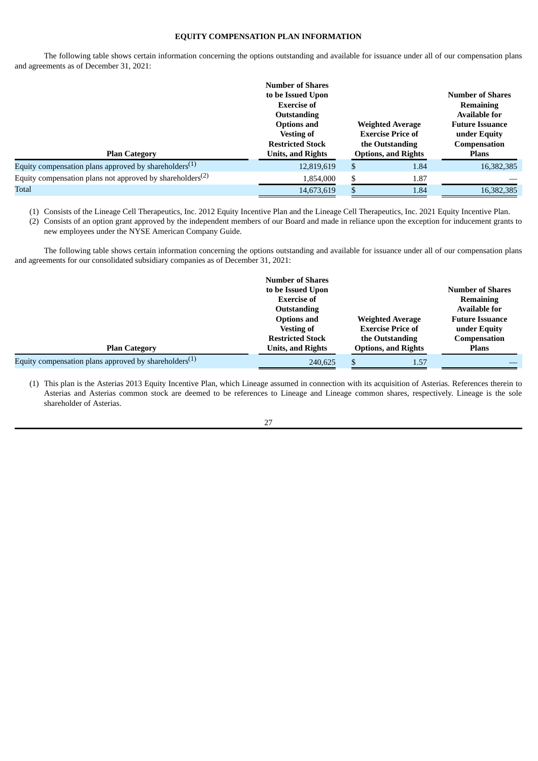## EQUITY COMPENSATION PLAN INFORMATION

The following table shows certain information concerning the options outstanding and available for issuance under all of our compensation plans and agreements as of December 31, 2021:

| Plan Category | Number of Shares to be Issued Upon Exercise of Outstanding Options and Vesting of Restricted Stock Units, and Rights | Weighted Average Exercise Price of the Outstanding Options, and Rights | Number of Shares Remaining Available for Future Issuance under Equity Compensation Plans |
|---|---|---|---|
| Equity compensation plans approved by shareholders[(1)] | 12,819,619 | $ 1.84 | 16,382,385 |
| Equity compensation plans not approved by shareholders[(2)] | 1,854,000 | $ 1.87 | — |
| Total | 14,673,619 | $ 1.84 | 16,382,385 |

(1) Consists of the Lineage Cell Therapeutics, Inc. 2012 Equity Incentive Plan and the Lineage Cell Therapeutics, Inc. 2021 Equity Incentive Plan.

(2) Consists of an option grant approved by the independent members of our Board and made in reliance upon the exception for inducement grants to new employees under the NYSE American Company Guide.

The following table shows certain information concerning the options outstanding and available for issuance under all of our compensation plans and agreements for our consolidated subsidiary companies as of December 31, 2021:

| Plan Category | Number of Shares to be Issued Upon Exercise of Outstanding Options and Vesting of Restricted Stock Units, and Rights | Weighted Average Exercise Price of the Outstanding Options, and Rights | Number of Shares Remaining Available for Future Issuance under Equity Compensation Plans |
|---|---|---|---|
| Equity compensation plans approved by shareholders[(1)] | 240,625 | $ 1.57 | — |

(1) This plan is the Asterias 2013 Equity Incentive Plan, which Lineage assumed in connection with its acquisition of Asterias. References therein to Asterias and Asterias common stock are deemed to be references to Lineage and Lineage common shares, respectively. Lineage is the sole shareholder of Asterias.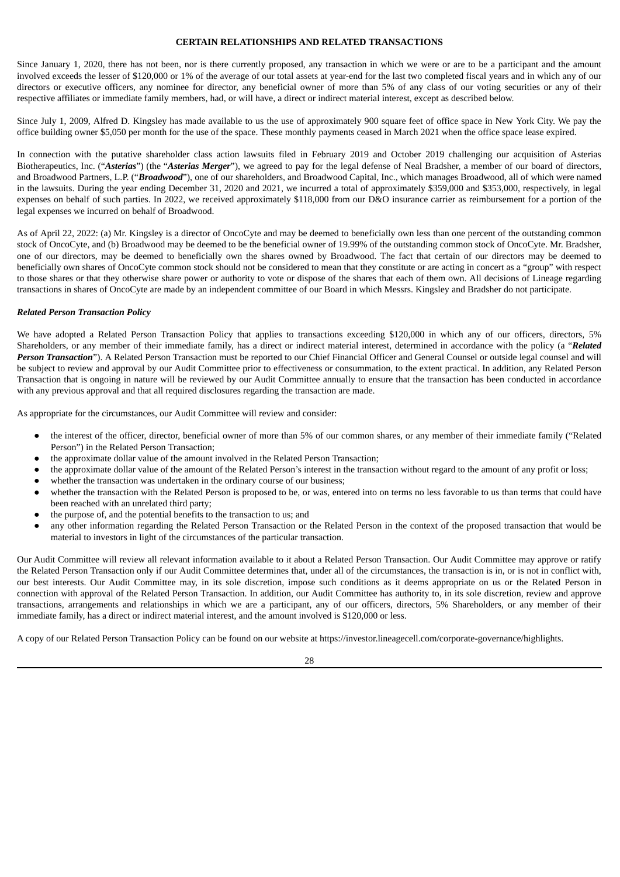## CERTAIN RELATIONSHIPS AND RELATED TRANSACTIONS

Since January 1, 2020, there has not been, nor is there currently proposed, any transaction in which we were or are to be a participant and the amount involved exceeds the lesser of $120,000 or 1% of the average of our total assets at year-end for the last two completed fiscal years and in which any of our directors or executive officers, any nominee for director, any beneficial owner of more than 5% of any class of our voting securities or any of their respective affiliates or immediate family members, had, or will have, a direct or indirect material interest, except as described below.

Since July 1, 2009, Alfred D. Kingsley has made available to us the use of approximately 900 square feet of office space in New York City. We pay the office building owner $5,050 per month for the use of the space. These monthly payments ceased in March 2021 when the office space lease expired.

In connection with the putative shareholder class action lawsuits filed in February 2019 and October 2019 challenging our acquisition of Asterias Biotherapeutics, Inc. ("***Asterias***") (the "***Asterias Merger***"), we agreed to pay for the legal defense of Neal Bradsher, a member of our board of directors, and Broadwood Partners, L.P. ("***Broadwood***"), one of our shareholders, and Broadwood Capital, Inc., which manages Broadwood, all of which were named in the lawsuits. During the year ending December 31, 2020 and 2021, we incurred a total of approximately $359,000 and $353,000, respectively, in legal expenses on behalf of such parties. In 2022, we received approximately $118,000 from our D&O insurance carrier as reimbursement for a portion of the legal expenses we incurred on behalf of Broadwood.

As of April 22, 2022: (a) Mr. Kingsley is a director of OncoCyte and may be deemed to beneficially own less than one percent of the outstanding common stock of OncoCyte, and (b) Broadwood may be deemed to be the beneficial owner of 19.99% of the outstanding common stock of OncoCyte. Mr. Bradsher, one of our directors, may be deemed to beneficially own the shares owned by Broadwood. The fact that certain of our directors may be deemed to beneficially own shares of OncoCyte common stock should not be considered to mean that they constitute or are acting in concert as a "group" with respect to those shares or that they otherwise share power or authority to vote or dispose of the shares that each of them own. All decisions of Lineage regarding transactions in shares of OncoCyte are made by an independent committee of our Board in which Messrs. Kingsley and Bradsher do not participate.

### *Related Person Transaction Policy*

We have adopted a Related Person Transaction Policy that applies to transactions exceeding $120,000 in which any of our officers, directors, 5% Shareholders, or any member of their immediate family, has a direct or indirect material interest, determined in accordance with the policy (a "***Related Person Transaction***"). A Related Person Transaction must be reported to our Chief Financial Officer and General Counsel or outside legal counsel and will be subject to review and approval by our Audit Committee prior to effectiveness or consummation, to the extent practical. In addition, any Related Person Transaction that is ongoing in nature will be reviewed by our Audit Committee annually to ensure that the transaction has been conducted in accordance with any previous approval and that all required disclosures regarding the transaction are made.

As appropriate for the circumstances, our Audit Committee will review and consider:

- the interest of the officer, director, beneficial owner of more than 5% of our common shares, or any member of their immediate family ("Related Person") in the Related Person Transaction;
- the approximate dollar value of the amount involved in the Related Person Transaction;
- the approximate dollar value of the amount of the Related Person's interest in the transaction without regard to the amount of any profit or loss;
- whether the transaction was undertaken in the ordinary course of our business;
- whether the transaction with the Related Person is proposed to be, or was, entered into on terms no less favorable to us than terms that could have been reached with an unrelated third party;
- the purpose of, and the potential benefits to the transaction to us; and
- any other information regarding the Related Person Transaction or the Related Person in the context of the proposed transaction that would be material to investors in light of the circumstances of the particular transaction.

Our Audit Committee will review all relevant information available to it about a Related Person Transaction. Our Audit Committee may approve or ratify the Related Person Transaction only if our Audit Committee determines that, under all of the circumstances, the transaction is in, or is not in conflict with, our best interests. Our Audit Committee may, in its sole discretion, impose such conditions as it deems appropriate on us or the Related Person in connection with approval of the Related Person Transaction. In addition, our Audit Committee has authority to, in its sole discretion, review and approve transactions, arrangements and relationships in which we are a participant, any of our officers, directors, 5% Shareholders, or any member of their immediate family, has a direct or indirect material interest, and the amount involved is $120,000 or less.

A copy of our Related Person Transaction Policy can be found on our website at https://investor.lineagecell.com/corporate-governance/highlights.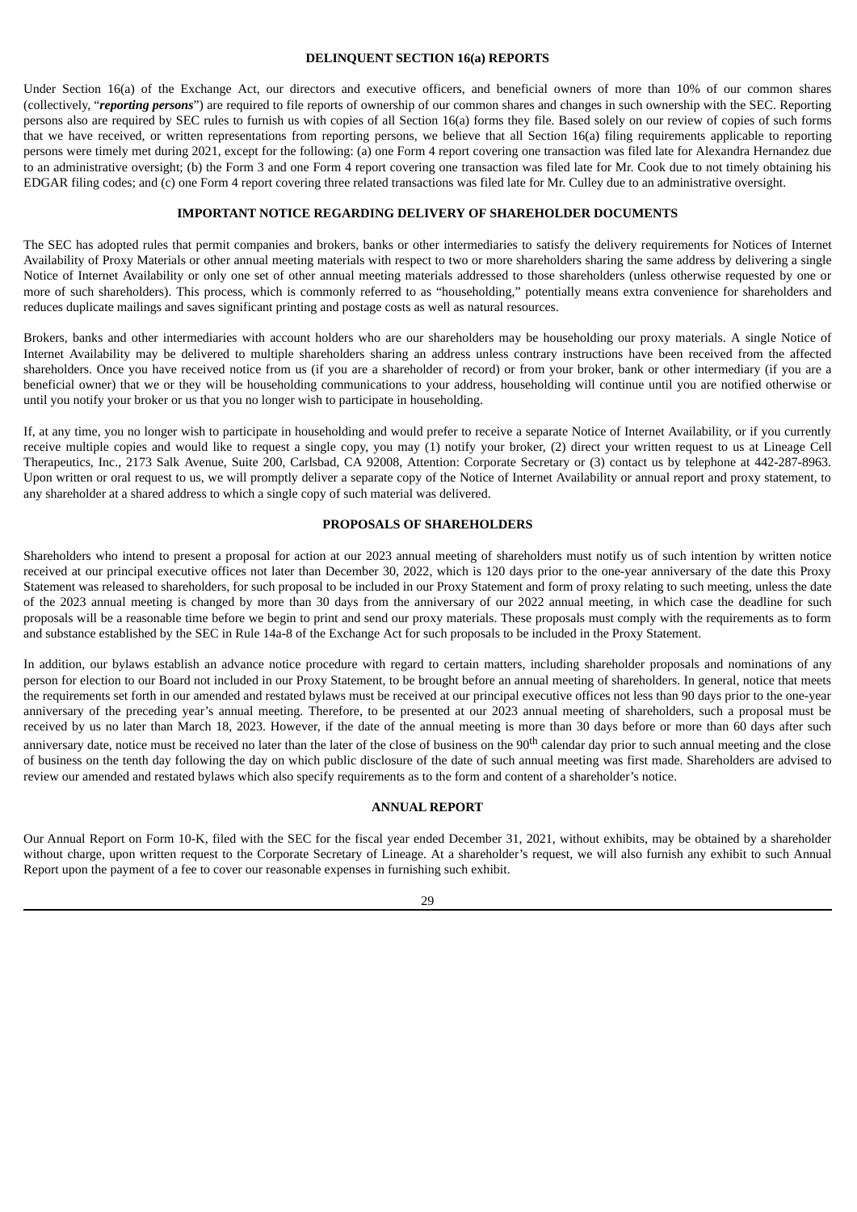## DELINQUENT SECTION 16(a) REPORTS

Under Section 16(a) of the Exchange Act, our directors and executive officers, and beneficial owners of more than 10% of our common shares (collectively, "***reporting persons***") are required to file reports of ownership of our common shares and changes in such ownership with the SEC. Reporting persons also are required by SEC rules to furnish us with copies of all Section 16(a) forms they file. Based solely on our review of copies of such forms that we have received, or written representations from reporting persons, we believe that all Section 16(a) filing requirements applicable to reporting persons were timely met during 2021, except for the following: (a) one Form 4 report covering one transaction was filed late for Alexandra Hernandez due to an administrative oversight; (b) the Form 3 and one Form 4 report covering one transaction was filed late for Mr. Cook due to not timely obtaining his EDGAR filing codes; and (c) one Form 4 report covering three related transactions was filed late for Mr. Culley due to an administrative oversight.

## IMPORTANT NOTICE REGARDING DELIVERY OF SHAREHOLDER DOCUMENTS

The SEC has adopted rules that permit companies and brokers, banks or other intermediaries to satisfy the delivery requirements for Notices of Internet Availability of Proxy Materials or other annual meeting materials with respect to two or more shareholders sharing the same address by delivering a single Notice of Internet Availability or only one set of other annual meeting materials addressed to those shareholders (unless otherwise requested by one or more of such shareholders). This process, which is commonly referred to as "householding," potentially means extra convenience for shareholders and reduces duplicate mailings and saves significant printing and postage costs as well as natural resources.

Brokers, banks and other intermediaries with account holders who are our shareholders may be householding our proxy materials. A single Notice of Internet Availability may be delivered to multiple shareholders sharing an address unless contrary instructions have been received from the affected shareholders. Once you have received notice from us (if you are a shareholder of record) or from your broker, bank or other intermediary (if you are a beneficial owner) that we or they will be householding communications to your address, householding will continue until you are notified otherwise or until you notify your broker or us that you no longer wish to participate in householding.

If, at any time, you no longer wish to participate in householding and would prefer to receive a separate Notice of Internet Availability, or if you currently receive multiple copies and would like to request a single copy, you may (1) notify your broker, (2) direct your written request to us at Lineage Cell Therapeutics, Inc., 2173 Salk Avenue, Suite 200, Carlsbad, CA 92008, Attention: Corporate Secretary or (3) contact us by telephone at 442-287-8963. Upon written or oral request to us, we will promptly deliver a separate copy of the Notice of Internet Availability or annual report and proxy statement, to any shareholder at a shared address to which a single copy of such material was delivered.

## PROPOSALS OF SHAREHOLDERS

Shareholders who intend to present a proposal for action at our 2023 annual meeting of shareholders must notify us of such intention by written notice received at our principal executive offices not later than December 30, 2022, which is 120 days prior to the one-year anniversary of the date this Proxy Statement was released to shareholders, for such proposal to be included in our Proxy Statement and form of proxy relating to such meeting, unless the date of the 2023 annual meeting is changed by more than 30 days from the anniversary of our 2022 annual meeting, in which case the deadline for such proposals will be a reasonable time before we begin to print and send our proxy materials. These proposals must comply with the requirements as to form and substance established by the SEC in Rule 14a-8 of the Exchange Act for such proposals to be included in the Proxy Statement.

In addition, our bylaws establish an advance notice procedure with regard to certain matters, including shareholder proposals and nominations of any person for election to our Board not included in our Proxy Statement, to be brought before an annual meeting of shareholders. In general, notice that meets the requirements set forth in our amended and restated bylaws must be received at our principal executive offices not less than 90 days prior to the one-year anniversary of the preceding year's annual meeting. Therefore, to be presented at our 2023 annual meeting of shareholders, such a proposal must be received by us no later than March 18, 2023. However, if the date of the annual meeting is more than 30 days before or more than 60 days after such anniversary date, notice must be received no later than the later of the close of business on the 90th calendar day prior to such annual meeting and the close of business on the tenth day following the day on which public disclosure of the date of such annual meeting was first made. Shareholders are advised to review our amended and restated bylaws which also specify requirements as to the form and content of a shareholder's notice.

## ANNUAL REPORT

Our Annual Report on Form 10-K, filed with the SEC for the fiscal year ended December 31, 2021, without exhibits, may be obtained by a shareholder without charge, upon written request to the Corporate Secretary of Lineage. At a shareholder's request, we will also furnish any exhibit to such Annual Report upon the payment of a fee to cover our reasonable expenses in furnishing such exhibit.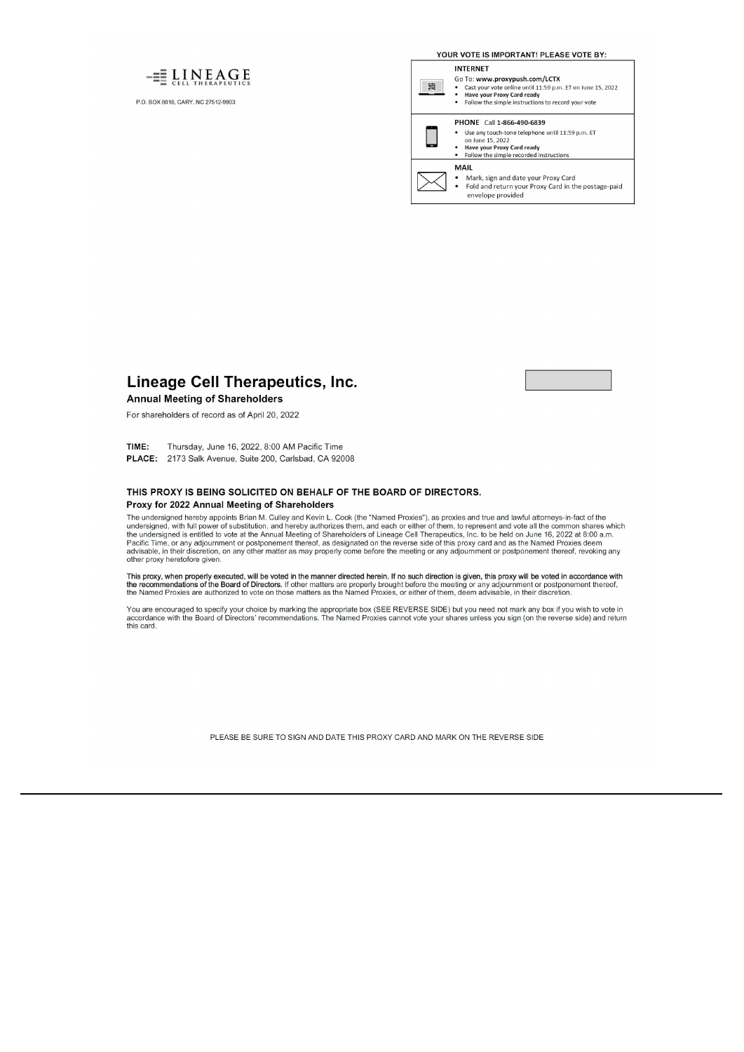LINEAGE
CELL THERAPEUTICS

P.O. BOX 8016, CARY, NC 27512-9903

**YOUR VOTE IS IMPORTANT! PLEASE VOTE BY:**

**INTERNET**
Go To: **www.proxypush.com/LCTX**
- Cast your vote online until 11:59 p.m. ET on June 15, 2022
- **Have your Proxy Card ready**
- Follow the simple instructions to record your vote

**PHONE** Call **1-866-490-6839**
- Use any touch-tone telephone until 11:59 p.m. ET on June 15, 2022
- **Have your Proxy Card ready**
- Follow the simple recorded instructions

**MAIL**
- Mark, sign and date your Proxy Card
- Fold and return your Proxy Card in the postage-paid envelope provided

# Lineage Cell Therapeutics, Inc.

**Annual Meeting of Shareholders**

For shareholders of record as of April 20, 2022

**TIME:** Thursday, June 16, 2022, 8:00 AM Pacific Time
**PLACE:** 2173 Salk Avenue, Suite 200, Carlsbad, CA 92008

**THIS PROXY IS BEING SOLICITED ON BEHALF OF THE BOARD OF DIRECTORS.**

**Proxy for 2022 Annual Meeting of Shareholders**

The undersigned hereby appoints Brian M. Culley and Kevin L. Cook (the "Named Proxies"), as proxies and true and lawful attorneys-in-fact of the undersigned, with full power of substitution, and hereby authorizes them, and each or either of them, to represent and vote all the common shares which the undersigned is entitled to vote at the Annual Meeting of Shareholders of Lineage Cell Therapeutics, Inc. to be held on June 16, 2022 at 8:00 a.m. Pacific Time, or any adjournment or postponement thereof, as designated on the reverse side of this proxy card and as the Named Proxies deem advisable, in their discretion, on any other matter as may properly come before the meeting or any adjournment or postponement thereof, revoking any other proxy heretofore given.

**This proxy, when properly executed, will be voted in the manner directed herein. If no such direction is given, this proxy will be voted in accordance with the recommendations of the Board of Directors.** If other matters are properly brought before the meeting or any adjournment or postponement thereof, the Named Proxies are authorized to vote on those matters as the Named Proxies, or either of them, deem advisable, in their discretion.

You are encouraged to specify your choice by marking the appropriate box (SEE REVERSE SIDE) but you need not mark any box if you wish to vote in accordance with the Board of Directors' recommendations. The Named Proxies cannot vote your shares unless you sign (on the reverse side) and return this card.

PLEASE BE SURE TO SIGN AND DATE THIS PROXY CARD AND MARK ON THE REVERSE SIDE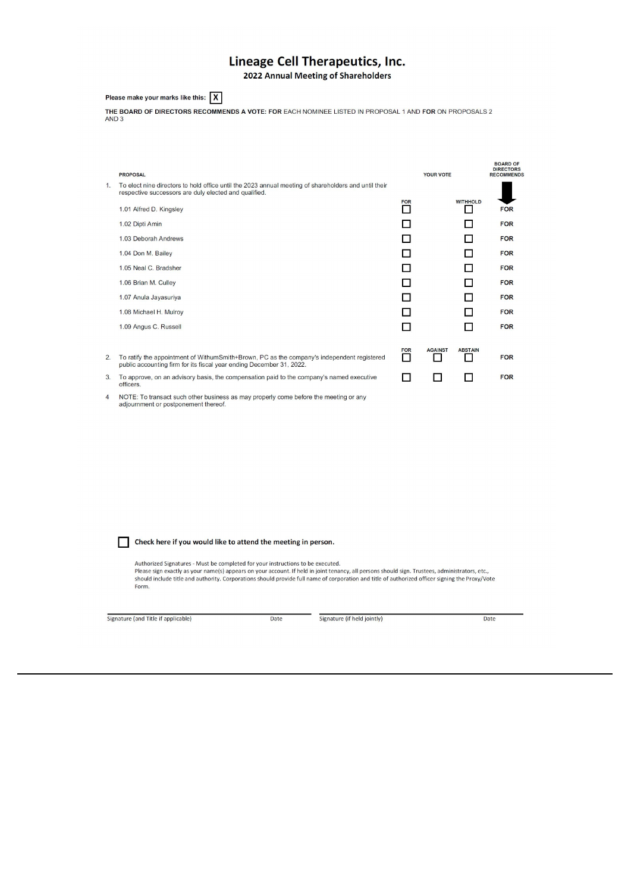# Lineage Cell Therapeutics, Inc.

## 2022 Annual Meeting of Shareholders

**Please make your marks like this:** X

**THE BOARD OF DIRECTORS RECOMMENDS A VOTE: FOR** EACH NOMINEE LISTED IN PROPOSAL 1 AND **FOR** ON PROPOSALS 2 AND 3

| | PROPOSAL | YOUR VOTE | | | BOARD OF DIRECTORS RECOMMENDS |
|---|---|---|---|---|---|
| 1. | To elect nine directors to hold office until the 2023 annual meeting of shareholders and until their respective successors are duly elected and qualified. | FOR | | WITHHOLD | |
| | 1.01 Alfred D. Kingsley | ☐ | | ☐ | FOR |
| | 1.02 Dipti Amin | ☐ | | ☐ | FOR |
| | 1.03 Deborah Andrews | ☐ | | ☐ | FOR |
| | 1.04 Don M. Bailey | ☐ | | ☐ | FOR |
| | 1.05 Neal C. Bradsher | ☐ | | ☐ | FOR |
| | 1.06 Brian M. Culley | ☐ | | ☐ | FOR |
| | 1.07 Anula Jayasuriya | ☐ | | ☐ | FOR |
| | 1.08 Michael H. Mulroy | ☐ | | ☐ | FOR |
| | 1.09 Angus C. Russell | ☐ | | ☐ | FOR |
| | | FOR | AGAINST | ABSTAIN | |
| 2. | To ratify the appointment of WithumSmith+Brown, PC as the company's independent registered public accounting firm for its fiscal year ending December 31, 2022. | ☐ | ☐ | ☐ | FOR |
| 3. | To approve, on an advisory basis, the compensation paid to the company's named executive officers. | ☐ | ☐ | ☐ | FOR |
| 4 | NOTE: To transact such other business as may properly come before the meeting or any adjournment or postponement thereof. | | | | |

☐ **Check here if you would like to attend the meeting in person.**

Authorized Signatures - Must be completed for your instructions to be executed.
Please sign exactly as your name(s) appears on your account. If held in joint tenancy, all persons should sign. Trustees, administrators, etc., should include title and authority. Corporations should provide full name of corporation and title of authorized officer signing the Proxy/Vote Form.

Signature (and Title if applicable) &nbsp;&nbsp;&nbsp; Date &nbsp;&nbsp;&nbsp; Signature (if held jointly) &nbsp;&nbsp;&nbsp; Date